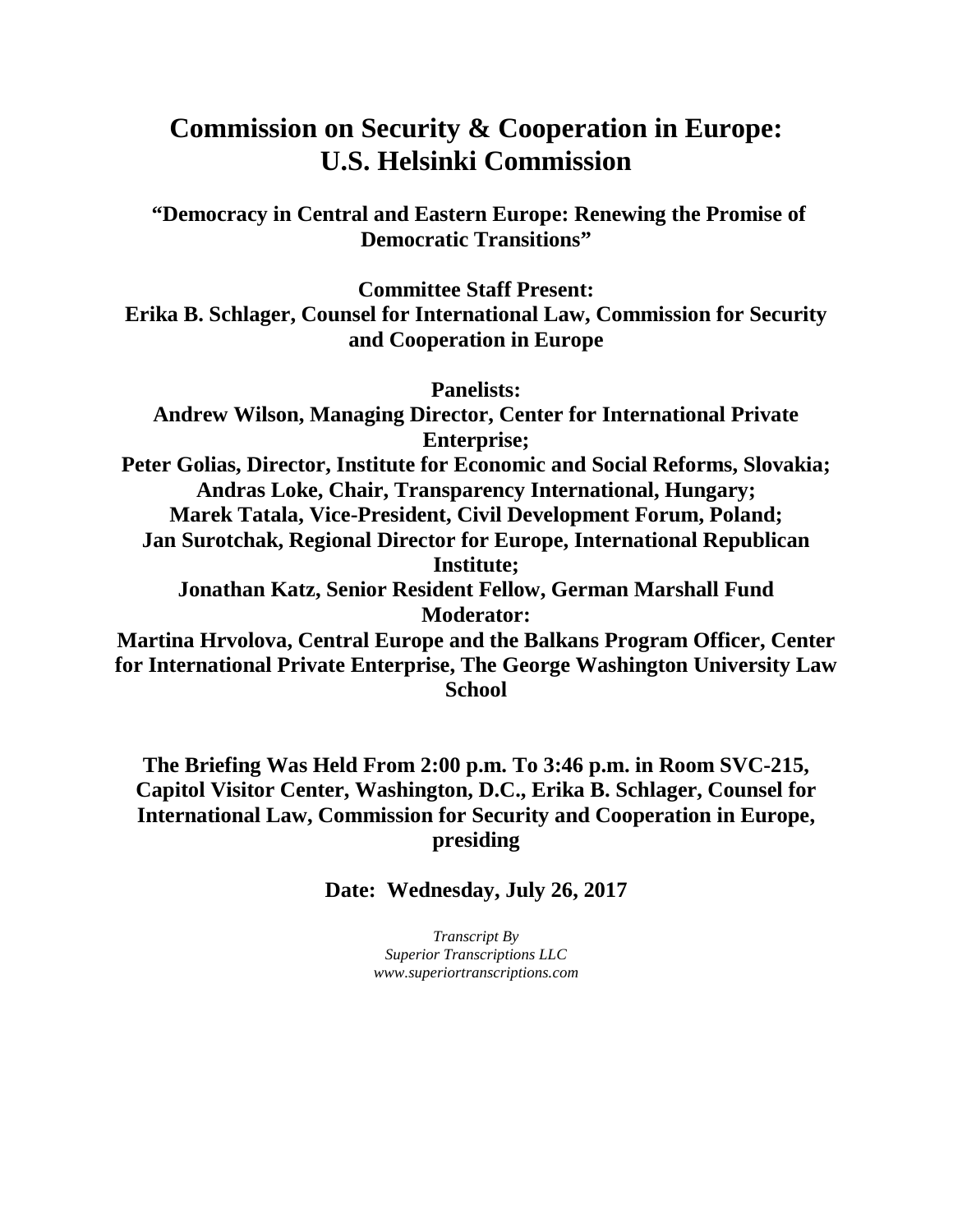# Commission on Security & Cooperation in Europe: U.S. Helsinki Commission

**"Democracy in Central and Eastern Europe: Renewing the Promise of Democratic Transitions"**

**Committee Staff Present:**
**Erika B. Schlager, Counsel for International Law, Commission for Security and Cooperation in Europe**

**Panelists:**
**Andrew Wilson, Managing Director, Center for International Private Enterprise;**
**Peter Golias, Director, Institute for Economic and Social Reforms, Slovakia;**
**Andras Loke, Chair, Transparency International, Hungary;**
**Marek Tatala, Vice-President, Civil Development Forum, Poland;**
**Jan Surotchak, Regional Director for Europe, International Republican Institute;**
**Jonathan Katz, Senior Resident Fellow, German Marshall Fund**
**Moderator:**
**Martina Hrvolova, Central Europe and the Balkans Program Officer, Center for International Private Enterprise, The George Washington University Law School**

**The Briefing Was Held From 2:00 p.m. To 3:46 p.m. in Room SVC-215, Capitol Visitor Center, Washington, D.C., Erika B. Schlager, Counsel for International Law, Commission for Security and Cooperation in Europe, presiding**

**Date: Wednesday, July 26, 2017**

*Transcript By*
*Superior Transcriptions LLC*
*www.superiortranscriptions.com*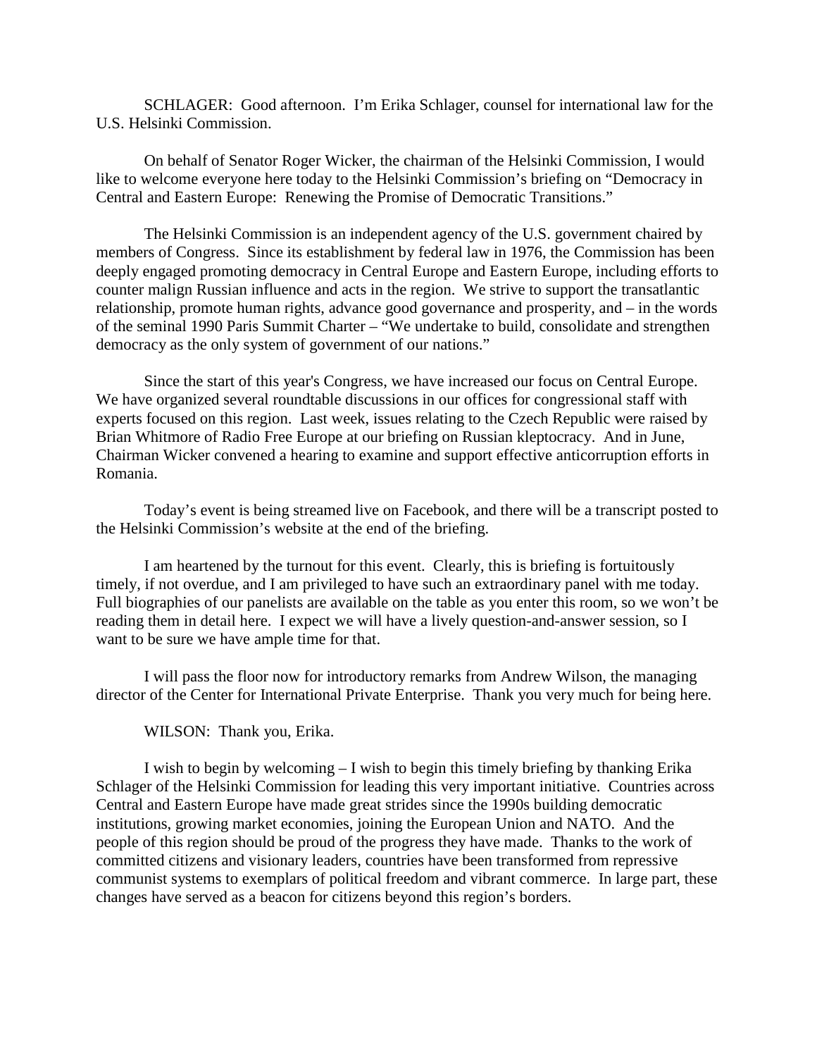SCHLAGER: Good afternoon. I'm Erika Schlager, counsel for international law for the U.S. Helsinki Commission.

On behalf of Senator Roger Wicker, the chairman of the Helsinki Commission, I would like to welcome everyone here today to the Helsinki Commission's briefing on "Democracy in Central and Eastern Europe: Renewing the Promise of Democratic Transitions."

The Helsinki Commission is an independent agency of the U.S. government chaired by members of Congress. Since its establishment by federal law in 1976, the Commission has been deeply engaged promoting democracy in Central Europe and Eastern Europe, including efforts to counter malign Russian influence and acts in the region. We strive to support the transatlantic relationship, promote human rights, advance good governance and prosperity, and – in the words of the seminal 1990 Paris Summit Charter – "We undertake to build, consolidate and strengthen democracy as the only system of government of our nations."

Since the start of this year's Congress, we have increased our focus on Central Europe. We have organized several roundtable discussions in our offices for congressional staff with experts focused on this region. Last week, issues relating to the Czech Republic were raised by Brian Whitmore of Radio Free Europe at our briefing on Russian kleptocracy. And in June, Chairman Wicker convened a hearing to examine and support effective anticorruption efforts in Romania.

Today's event is being streamed live on Facebook, and there will be a transcript posted to the Helsinki Commission's website at the end of the briefing.

I am heartened by the turnout for this event. Clearly, this is briefing is fortuitously timely, if not overdue, and I am privileged to have such an extraordinary panel with me today. Full biographies of our panelists are available on the table as you enter this room, so we won't be reading them in detail here. I expect we will have a lively question-and-answer session, so I want to be sure we have ample time for that.

I will pass the floor now for introductory remarks from Andrew Wilson, the managing director of the Center for International Private Enterprise. Thank you very much for being here.

WILSON: Thank you, Erika.

I wish to begin by welcoming – I wish to begin this timely briefing by thanking Erika Schlager of the Helsinki Commission for leading this very important initiative. Countries across Central and Eastern Europe have made great strides since the 1990s building democratic institutions, growing market economies, joining the European Union and NATO. And the people of this region should be proud of the progress they have made. Thanks to the work of committed citizens and visionary leaders, countries have been transformed from repressive communist systems to exemplars of political freedom and vibrant commerce. In large part, these changes have served as a beacon for citizens beyond this region's borders.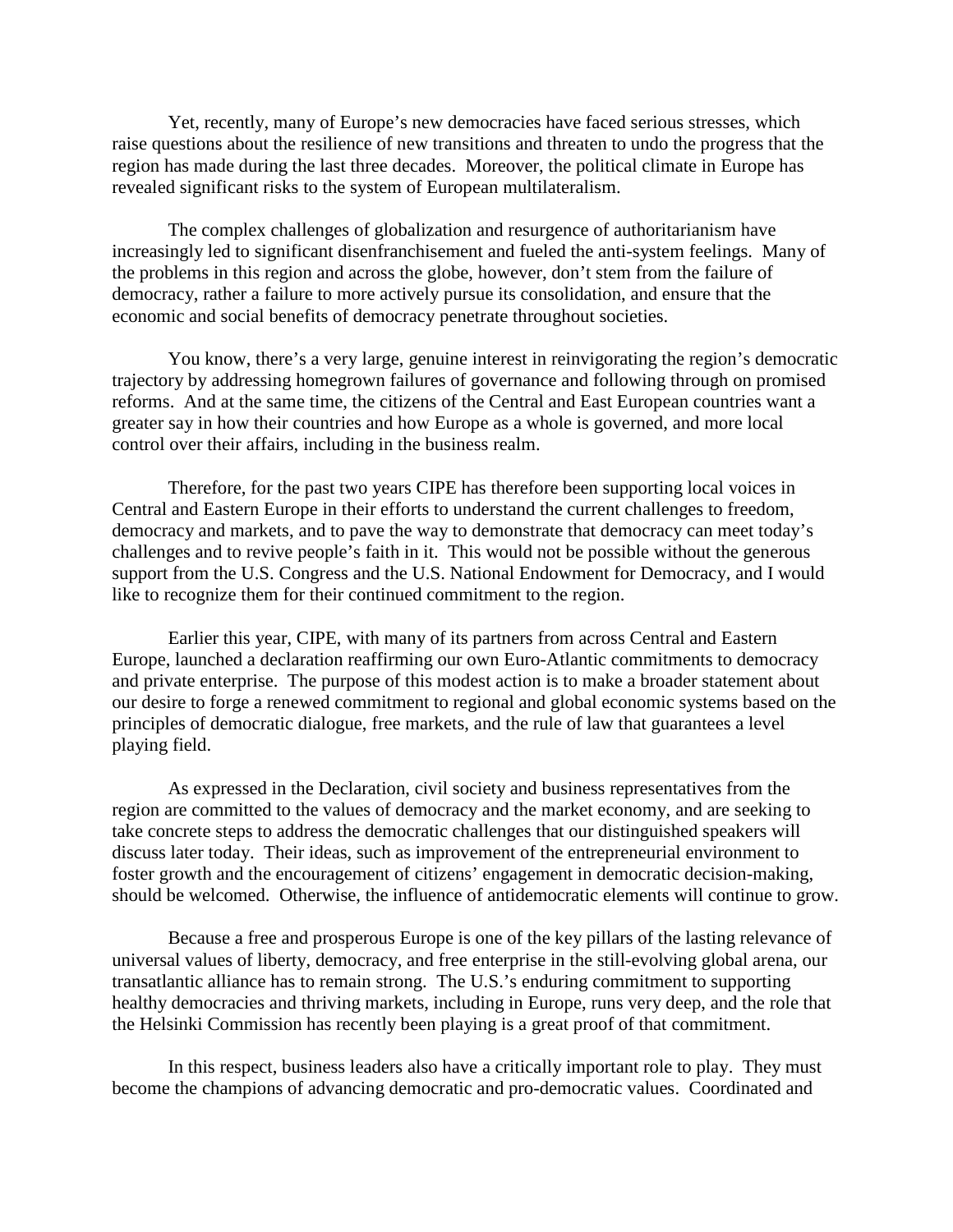Yet, recently, many of Europe's new democracies have faced serious stresses, which raise questions about the resilience of new transitions and threaten to undo the progress that the region has made during the last three decades. Moreover, the political climate in Europe has revealed significant risks to the system of European multilateralism.

The complex challenges of globalization and resurgence of authoritarianism have increasingly led to significant disenfranchisement and fueled the anti-system feelings. Many of the problems in this region and across the globe, however, don't stem from the failure of democracy, rather a failure to more actively pursue its consolidation, and ensure that the economic and social benefits of democracy penetrate throughout societies.

You know, there's a very large, genuine interest in reinvigorating the region's democratic trajectory by addressing homegrown failures of governance and following through on promised reforms. And at the same time, the citizens of the Central and East European countries want a greater say in how their countries and how Europe as a whole is governed, and more local control over their affairs, including in the business realm.

Therefore, for the past two years CIPE has therefore been supporting local voices in Central and Eastern Europe in their efforts to understand the current challenges to freedom, democracy and markets, and to pave the way to demonstrate that democracy can meet today's challenges and to revive people's faith in it. This would not be possible without the generous support from the U.S. Congress and the U.S. National Endowment for Democracy, and I would like to recognize them for their continued commitment to the region.

Earlier this year, CIPE, with many of its partners from across Central and Eastern Europe, launched a declaration reaffirming our own Euro-Atlantic commitments to democracy and private enterprise. The purpose of this modest action is to make a broader statement about our desire to forge a renewed commitment to regional and global economic systems based on the principles of democratic dialogue, free markets, and the rule of law that guarantees a level playing field.

As expressed in the Declaration, civil society and business representatives from the region are committed to the values of democracy and the market economy, and are seeking to take concrete steps to address the democratic challenges that our distinguished speakers will discuss later today. Their ideas, such as improvement of the entrepreneurial environment to foster growth and the encouragement of citizens' engagement in democratic decision-making, should be welcomed. Otherwise, the influence of antidemocratic elements will continue to grow.

Because a free and prosperous Europe is one of the key pillars of the lasting relevance of universal values of liberty, democracy, and free enterprise in the still-evolving global arena, our transatlantic alliance has to remain strong. The U.S.'s enduring commitment to supporting healthy democracies and thriving markets, including in Europe, runs very deep, and the role that the Helsinki Commission has recently been playing is a great proof of that commitment.

In this respect, business leaders also have a critically important role to play. They must become the champions of advancing democratic and pro-democratic values. Coordinated and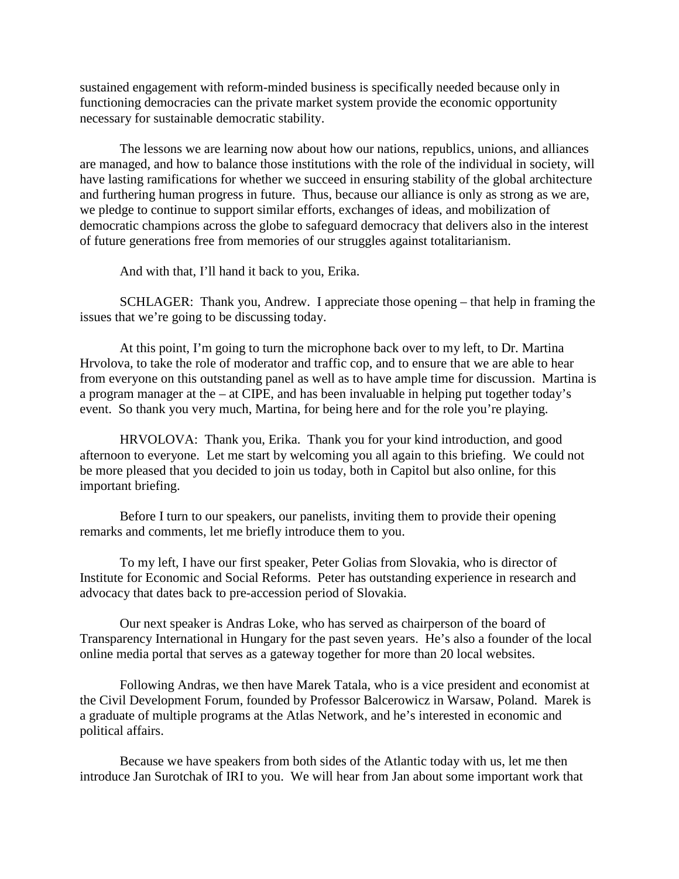sustained engagement with reform-minded business is specifically needed because only in functioning democracies can the private market system provide the economic opportunity necessary for sustainable democratic stability.

The lessons we are learning now about how our nations, republics, unions, and alliances are managed, and how to balance those institutions with the role of the individual in society, will have lasting ramifications for whether we succeed in ensuring stability of the global architecture and furthering human progress in future. Thus, because our alliance is only as strong as we are, we pledge to continue to support similar efforts, exchanges of ideas, and mobilization of democratic champions across the globe to safeguard democracy that delivers also in the interest of future generations free from memories of our struggles against totalitarianism.

And with that, I'll hand it back to you, Erika.

SCHLAGER: Thank you, Andrew. I appreciate those opening – that help in framing the issues that we're going to be discussing today.

At this point, I'm going to turn the microphone back over to my left, to Dr. Martina Hrvolova, to take the role of moderator and traffic cop, and to ensure that we are able to hear from everyone on this outstanding panel as well as to have ample time for discussion. Martina is a program manager at the – at CIPE, and has been invaluable in helping put together today's event. So thank you very much, Martina, for being here and for the role you're playing.

HRVOLOVA: Thank you, Erika. Thank you for your kind introduction, and good afternoon to everyone. Let me start by welcoming you all again to this briefing. We could not be more pleased that you decided to join us today, both in Capitol but also online, for this important briefing.

Before I turn to our speakers, our panelists, inviting them to provide their opening remarks and comments, let me briefly introduce them to you.

To my left, I have our first speaker, Peter Golias from Slovakia, who is director of Institute for Economic and Social Reforms. Peter has outstanding experience in research and advocacy that dates back to pre-accession period of Slovakia.

Our next speaker is Andras Loke, who has served as chairperson of the board of Transparency International in Hungary for the past seven years. He's also a founder of the local online media portal that serves as a gateway together for more than 20 local websites.

Following Andras, we then have Marek Tatala, who is a vice president and economist at the Civil Development Forum, founded by Professor Balcerowicz in Warsaw, Poland. Marek is a graduate of multiple programs at the Atlas Network, and he's interested in economic and political affairs.

Because we have speakers from both sides of the Atlantic today with us, let me then introduce Jan Surotchak of IRI to you. We will hear from Jan about some important work that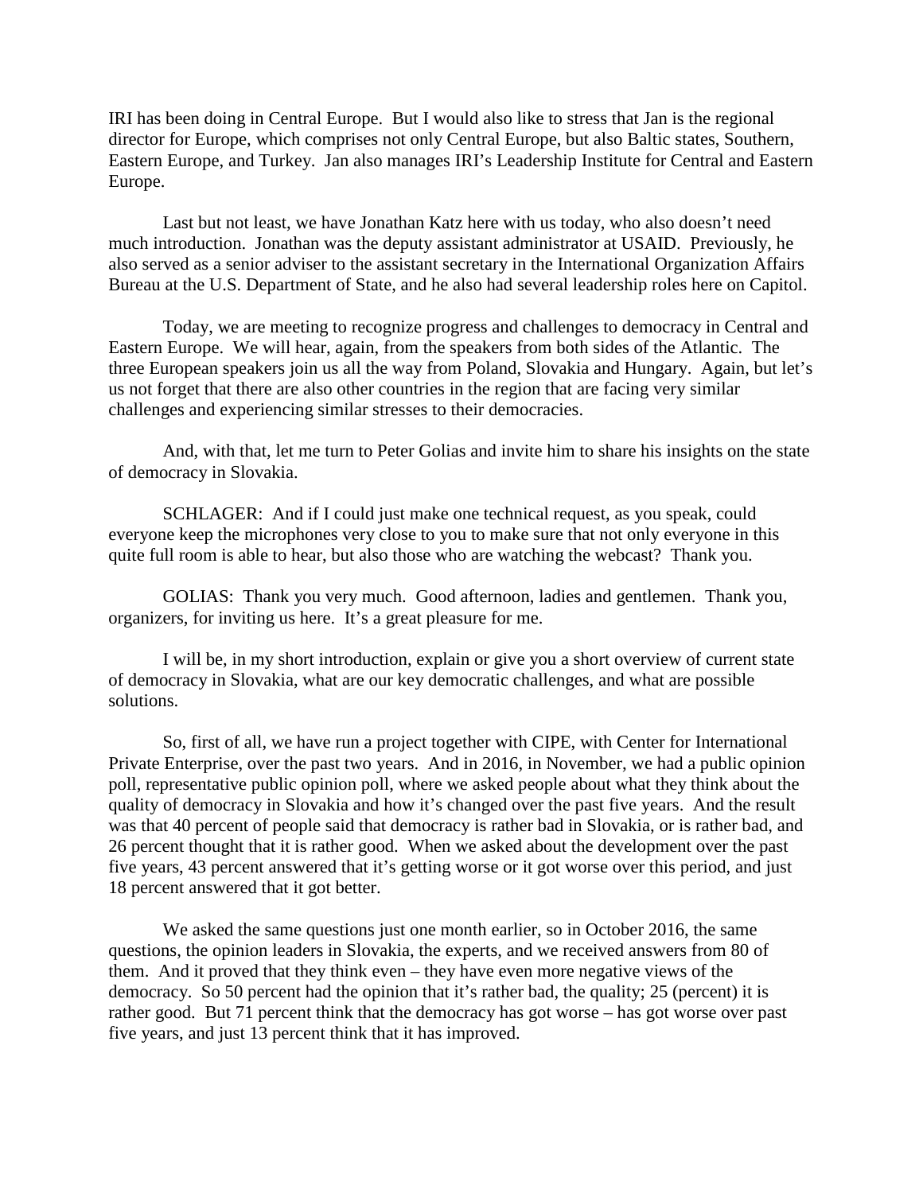IRI has been doing in Central Europe. But I would also like to stress that Jan is the regional director for Europe, which comprises not only Central Europe, but also Baltic states, Southern, Eastern Europe, and Turkey. Jan also manages IRI's Leadership Institute for Central and Eastern Europe.

Last but not least, we have Jonathan Katz here with us today, who also doesn't need much introduction. Jonathan was the deputy assistant administrator at USAID. Previously, he also served as a senior adviser to the assistant secretary in the International Organization Affairs Bureau at the U.S. Department of State, and he also had several leadership roles here on Capitol.

Today, we are meeting to recognize progress and challenges to democracy in Central and Eastern Europe. We will hear, again, from the speakers from both sides of the Atlantic. The three European speakers join us all the way from Poland, Slovakia and Hungary. Again, but let's us not forget that there are also other countries in the region that are facing very similar challenges and experiencing similar stresses to their democracies.

And, with that, let me turn to Peter Golias and invite him to share his insights on the state of democracy in Slovakia.

SCHLAGER: And if I could just make one technical request, as you speak, could everyone keep the microphones very close to you to make sure that not only everyone in this quite full room is able to hear, but also those who are watching the webcast? Thank you.

GOLIAS: Thank you very much. Good afternoon, ladies and gentlemen. Thank you, organizers, for inviting us here. It's a great pleasure for me.

I will be, in my short introduction, explain or give you a short overview of current state of democracy in Slovakia, what are our key democratic challenges, and what are possible solutions.

So, first of all, we have run a project together with CIPE, with Center for International Private Enterprise, over the past two years. And in 2016, in November, we had a public opinion poll, representative public opinion poll, where we asked people about what they think about the quality of democracy in Slovakia and how it's changed over the past five years. And the result was that 40 percent of people said that democracy is rather bad in Slovakia, or is rather bad, and 26 percent thought that it is rather good. When we asked about the development over the past five years, 43 percent answered that it's getting worse or it got worse over this period, and just 18 percent answered that it got better.

We asked the same questions just one month earlier, so in October 2016, the same questions, the opinion leaders in Slovakia, the experts, and we received answers from 80 of them. And it proved that they think even – they have even more negative views of the democracy. So 50 percent had the opinion that it's rather bad, the quality; 25 (percent) it is rather good. But 71 percent think that the democracy has got worse – has got worse over past five years, and just 13 percent think that it has improved.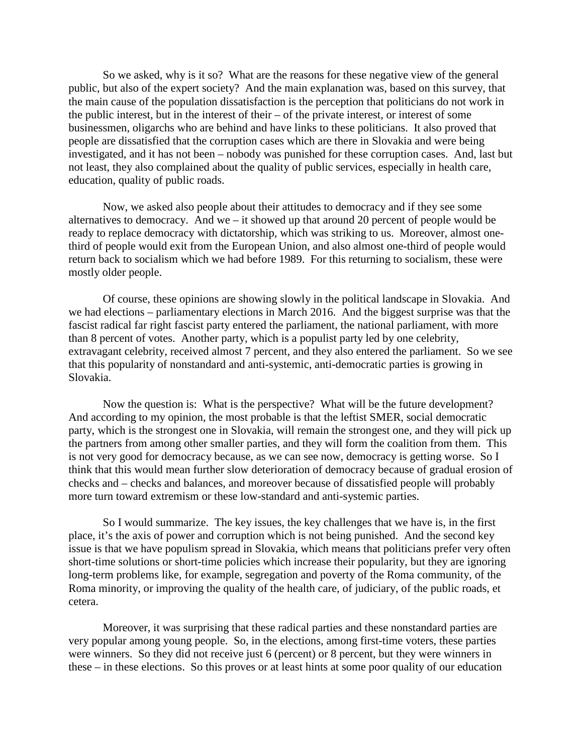So we asked, why is it so? What are the reasons for these negative view of the general public, but also of the expert society? And the main explanation was, based on this survey, that the main cause of the population dissatisfaction is the perception that politicians do not work in the public interest, but in the interest of their – of the private interest, or interest of some businessmen, oligarchs who are behind and have links to these politicians. It also proved that people are dissatisfied that the corruption cases which are there in Slovakia and were being investigated, and it has not been – nobody was punished for these corruption cases. And, last but not least, they also complained about the quality of public services, especially in health care, education, quality of public roads.

Now, we asked also people about their attitudes to democracy and if they see some alternatives to democracy. And we – it showed up that around 20 percent of people would be ready to replace democracy with dictatorship, which was striking to us. Moreover, almost one-third of people would exit from the European Union, and also almost one-third of people would return back to socialism which we had before 1989. For this returning to socialism, these were mostly older people.

Of course, these opinions are showing slowly in the political landscape in Slovakia. And we had elections – parliamentary elections in March 2016. And the biggest surprise was that the fascist radical far right fascist party entered the parliament, the national parliament, with more than 8 percent of votes. Another party, which is a populist party led by one celebrity, extravagant celebrity, received almost 7 percent, and they also entered the parliament. So we see that this popularity of nonstandard and anti-systemic, anti-democratic parties is growing in Slovakia.

Now the question is: What is the perspective? What will be the future development? And according to my opinion, the most probable is that the leftist SMER, social democratic party, which is the strongest one in Slovakia, will remain the strongest one, and they will pick up the partners from among other smaller parties, and they will form the coalition from them. This is not very good for democracy because, as we can see now, democracy is getting worse. So I think that this would mean further slow deterioration of democracy because of gradual erosion of checks and – checks and balances, and moreover because of dissatisfied people will probably more turn toward extremism or these low-standard and anti-systemic parties.

So I would summarize. The key issues, the key challenges that we have is, in the first place, it's the axis of power and corruption which is not being punished. And the second key issue is that we have populism spread in Slovakia, which means that politicians prefer very often short-time solutions or short-time policies which increase their popularity, but they are ignoring long-term problems like, for example, segregation and poverty of the Roma community, of the Roma minority, or improving the quality of the health care, of judiciary, of the public roads, et cetera.

Moreover, it was surprising that these radical parties and these nonstandard parties are very popular among young people. So, in the elections, among first-time voters, these parties were winners. So they did not receive just 6 (percent) or 8 percent, but they were winners in these – in these elections. So this proves or at least hints at some poor quality of our education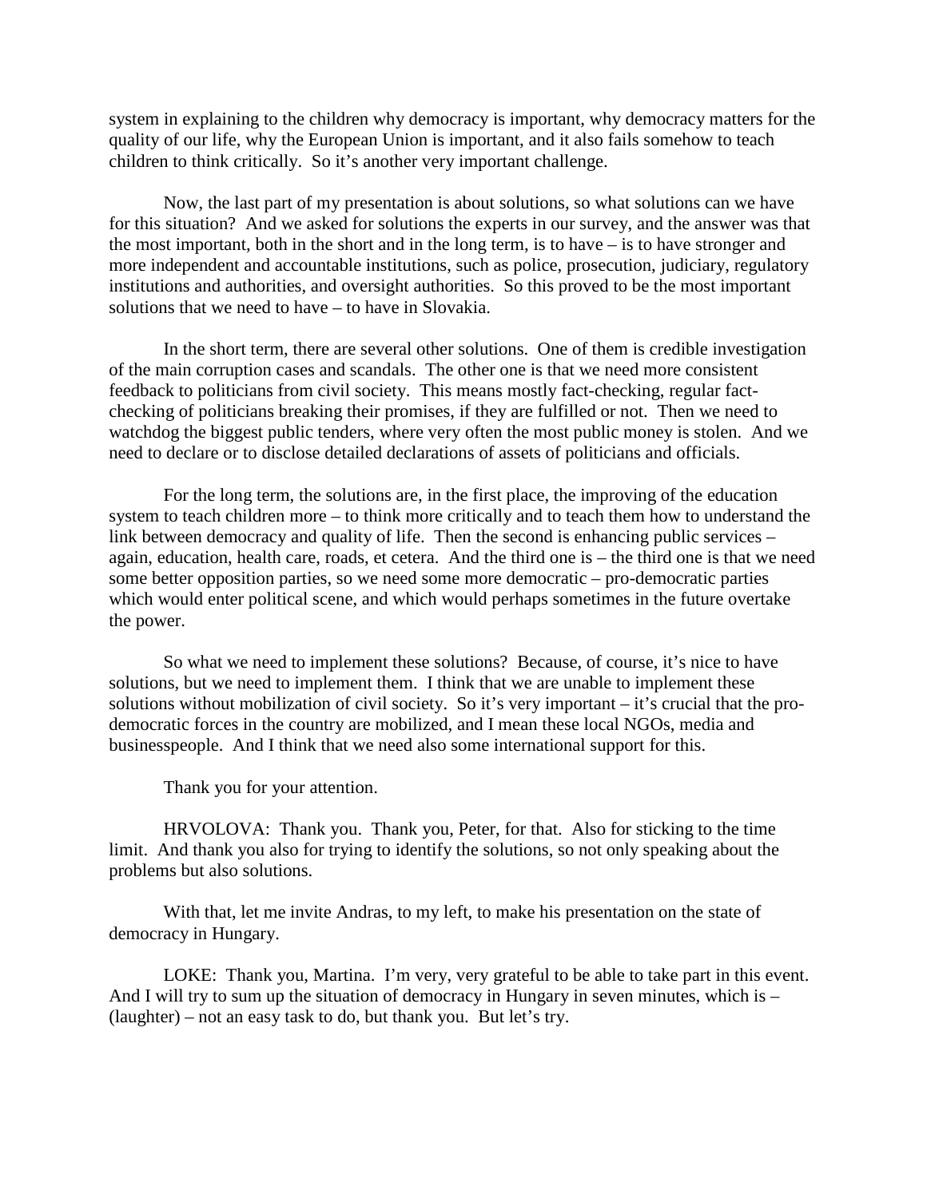system in explaining to the children why democracy is important, why democracy matters for the quality of our life, why the European Union is important, and it also fails somehow to teach children to think critically. So it's another very important challenge.

Now, the last part of my presentation is about solutions, so what solutions can we have for this situation? And we asked for solutions the experts in our survey, and the answer was that the most important, both in the short and in the long term, is to have – is to have stronger and more independent and accountable institutions, such as police, prosecution, judiciary, regulatory institutions and authorities, and oversight authorities. So this proved to be the most important solutions that we need to have – to have in Slovakia.

In the short term, there are several other solutions. One of them is credible investigation of the main corruption cases and scandals. The other one is that we need more consistent feedback to politicians from civil society. This means mostly fact-checking, regular fact-checking of politicians breaking their promises, if they are fulfilled or not. Then we need to watchdog the biggest public tenders, where very often the most public money is stolen. And we need to declare or to disclose detailed declarations of assets of politicians and officials.

For the long term, the solutions are, in the first place, the improving of the education system to teach children more – to think more critically and to teach them how to understand the link between democracy and quality of life. Then the second is enhancing public services – again, education, health care, roads, et cetera. And the third one is – the third one is that we need some better opposition parties, so we need some more democratic – pro-democratic parties which would enter political scene, and which would perhaps sometimes in the future overtake the power.

So what we need to implement these solutions? Because, of course, it's nice to have solutions, but we need to implement them. I think that we are unable to implement these solutions without mobilization of civil society. So it's very important – it's crucial that the pro-democratic forces in the country are mobilized, and I mean these local NGOs, media and businesspeople. And I think that we need also some international support for this.

Thank you for your attention.

HRVOLOVA: Thank you. Thank you, Peter, for that. Also for sticking to the time limit. And thank you also for trying to identify the solutions, so not only speaking about the problems but also solutions.

With that, let me invite Andras, to my left, to make his presentation on the state of democracy in Hungary.

LOKE: Thank you, Martina. I'm very, very grateful to be able to take part in this event. And I will try to sum up the situation of democracy in Hungary in seven minutes, which is – (laughter) – not an easy task to do, but thank you. But let's try.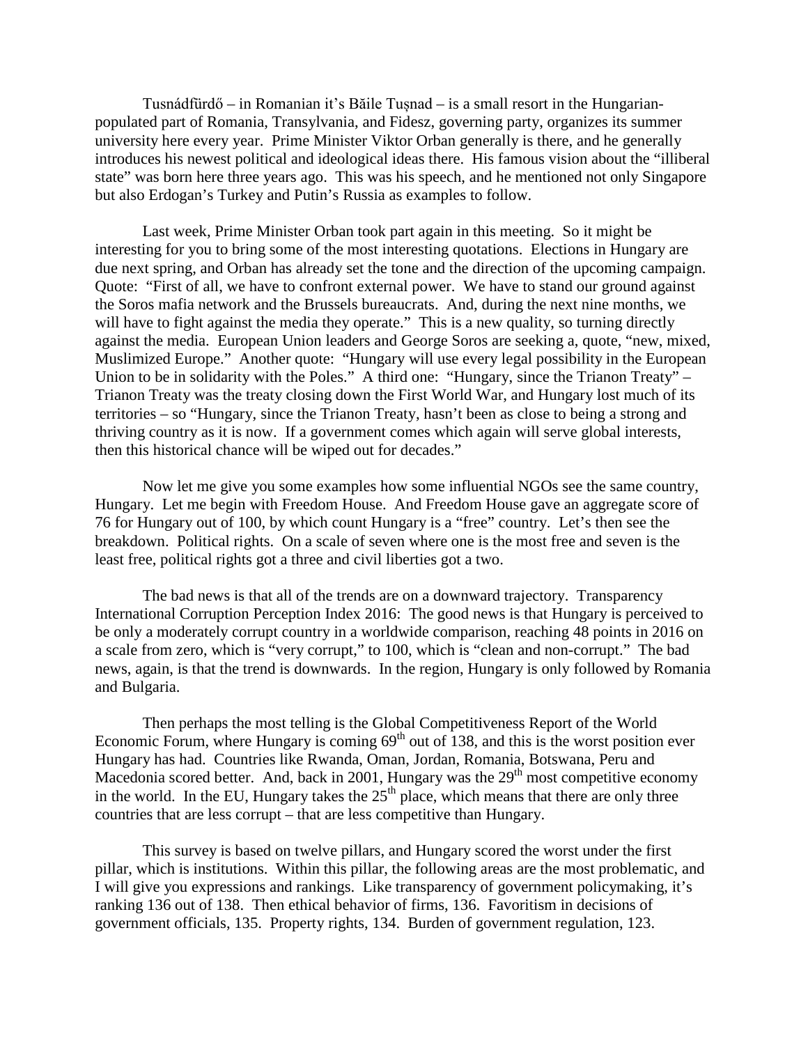Tusnádfürdő – in Romanian it's Băile Tușnad – is a small resort in the Hungarian-populated part of Romania, Transylvania, and Fidesz, governing party, organizes its summer university here every year. Prime Minister Viktor Orban generally is there, and he generally introduces his newest political and ideological ideas there. His famous vision about the "illiberal state" was born here three years ago. This was his speech, and he mentioned not only Singapore but also Erdogan's Turkey and Putin's Russia as examples to follow.

Last week, Prime Minister Orban took part again in this meeting. So it might be interesting for you to bring some of the most interesting quotations. Elections in Hungary are due next spring, and Orban has already set the tone and the direction of the upcoming campaign. Quote: "First of all, we have to confront external power. We have to stand our ground against the Soros mafia network and the Brussels bureaucrats. And, during the next nine months, we will have to fight against the media they operate." This is a new quality, so turning directly against the media. European Union leaders and George Soros are seeking a, quote, "new, mixed, Muslimized Europe." Another quote: "Hungary will use every legal possibility in the European Union to be in solidarity with the Poles." A third one: "Hungary, since the Trianon Treaty" – Trianon Treaty was the treaty closing down the First World War, and Hungary lost much of its territories – so "Hungary, since the Trianon Treaty, hasn't been as close to being a strong and thriving country as it is now. If a government comes which again will serve global interests, then this historical chance will be wiped out for decades."

Now let me give you some examples how some influential NGOs see the same country, Hungary. Let me begin with Freedom House. And Freedom House gave an aggregate score of 76 for Hungary out of 100, by which count Hungary is a "free" country. Let's then see the breakdown. Political rights. On a scale of seven where one is the most free and seven is the least free, political rights got a three and civil liberties got a two.

The bad news is that all of the trends are on a downward trajectory. Transparency International Corruption Perception Index 2016: The good news is that Hungary is perceived to be only a moderately corrupt country in a worldwide comparison, reaching 48 points in 2016 on a scale from zero, which is "very corrupt," to 100, which is "clean and non-corrupt." The bad news, again, is that the trend is downwards. In the region, Hungary is only followed by Romania and Bulgaria.

Then perhaps the most telling is the Global Competitiveness Report of the World Economic Forum, where Hungary is coming 69th out of 138, and this is the worst position ever Hungary has had. Countries like Rwanda, Oman, Jordan, Romania, Botswana, Peru and Macedonia scored better. And, back in 2001, Hungary was the 29th most competitive economy in the world. In the EU, Hungary takes the 25th place, which means that there are only three countries that are less corrupt – that are less competitive than Hungary.

This survey is based on twelve pillars, and Hungary scored the worst under the first pillar, which is institutions. Within this pillar, the following areas are the most problematic, and I will give you expressions and rankings. Like transparency of government policymaking, it's ranking 136 out of 138. Then ethical behavior of firms, 136. Favoritism in decisions of government officials, 135. Property rights, 134. Burden of government regulation, 123.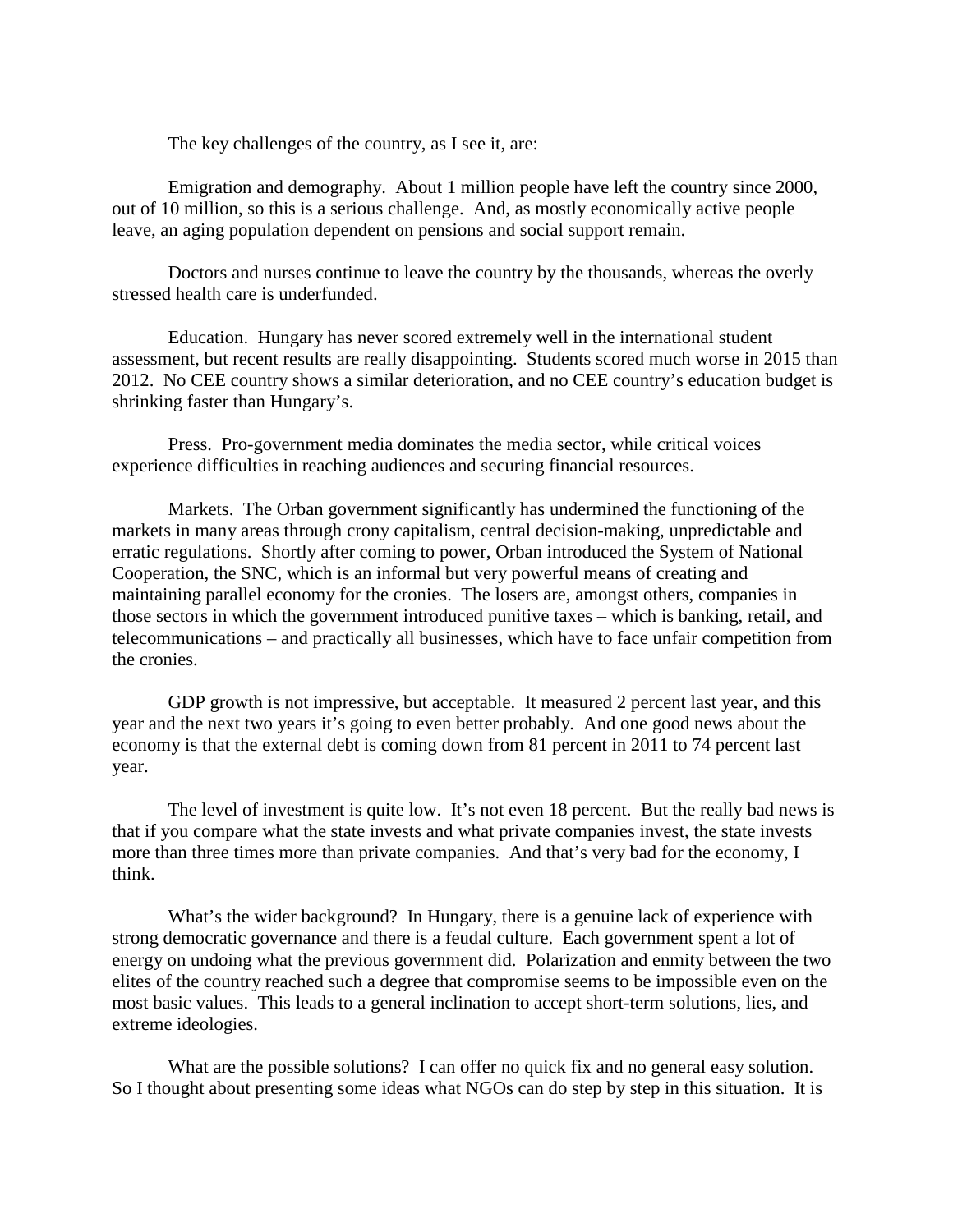The key challenges of the country, as I see it, are:

Emigration and demography. About 1 million people have left the country since 2000, out of 10 million, so this is a serious challenge. And, as mostly economically active people leave, an aging population dependent on pensions and social support remain.

Doctors and nurses continue to leave the country by the thousands, whereas the overly stressed health care is underfunded.

Education. Hungary has never scored extremely well in the international student assessment, but recent results are really disappointing. Students scored much worse in 2015 than 2012. No CEE country shows a similar deterioration, and no CEE country's education budget is shrinking faster than Hungary's.

Press. Pro-government media dominates the media sector, while critical voices experience difficulties in reaching audiences and securing financial resources.

Markets. The Orban government significantly has undermined the functioning of the markets in many areas through crony capitalism, central decision-making, unpredictable and erratic regulations. Shortly after coming to power, Orban introduced the System of National Cooperation, the SNC, which is an informal but very powerful means of creating and maintaining parallel economy for the cronies. The losers are, amongst others, companies in those sectors in which the government introduced punitive taxes – which is banking, retail, and telecommunications – and practically all businesses, which have to face unfair competition from the cronies.

GDP growth is not impressive, but acceptable. It measured 2 percent last year, and this year and the next two years it's going to even better probably. And one good news about the economy is that the external debt is coming down from 81 percent in 2011 to 74 percent last year.

The level of investment is quite low. It's not even 18 percent. But the really bad news is that if you compare what the state invests and what private companies invest, the state invests more than three times more than private companies. And that's very bad for the economy, I think.

What's the wider background? In Hungary, there is a genuine lack of experience with strong democratic governance and there is a feudal culture. Each government spent a lot of energy on undoing what the previous government did. Polarization and enmity between the two elites of the country reached such a degree that compromise seems to be impossible even on the most basic values. This leads to a general inclination to accept short-term solutions, lies, and extreme ideologies.

What are the possible solutions? I can offer no quick fix and no general easy solution. So I thought about presenting some ideas what NGOs can do step by step in this situation. It is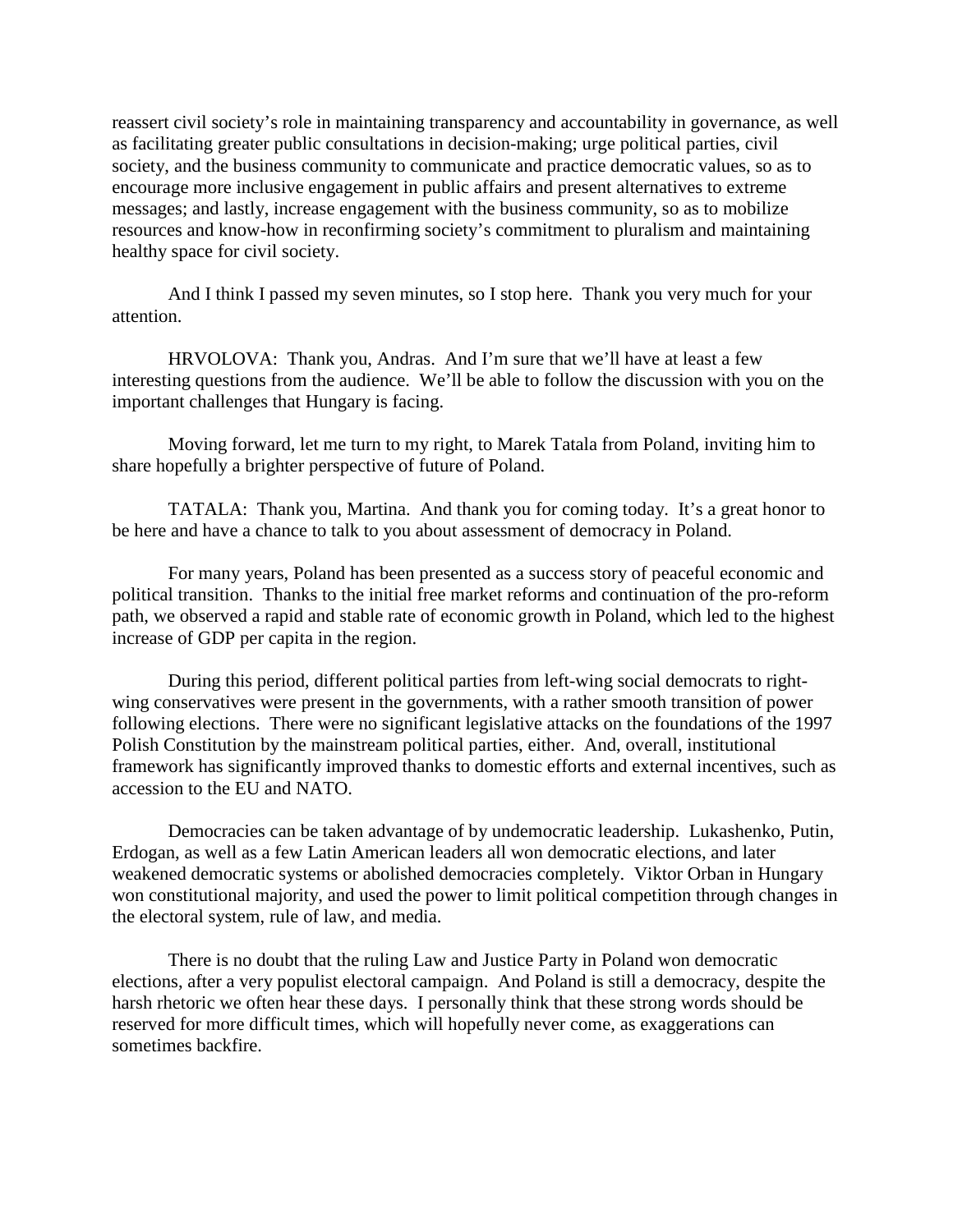reassert civil society's role in maintaining transparency and accountability in governance, as well as facilitating greater public consultations in decision-making; urge political parties, civil society, and the business community to communicate and practice democratic values, so as to encourage more inclusive engagement in public affairs and present alternatives to extreme messages; and lastly, increase engagement with the business community, so as to mobilize resources and know-how in reconfirming society's commitment to pluralism and maintaining healthy space for civil society.

And I think I passed my seven minutes, so I stop here. Thank you very much for your attention.

HRVOLOVA: Thank you, Andras. And I'm sure that we'll have at least a few interesting questions from the audience. We'll be able to follow the discussion with you on the important challenges that Hungary is facing.

Moving forward, let me turn to my right, to Marek Tatala from Poland, inviting him to share hopefully a brighter perspective of future of Poland.

TATALA: Thank you, Martina. And thank you for coming today. It's a great honor to be here and have a chance to talk to you about assessment of democracy in Poland.

For many years, Poland has been presented as a success story of peaceful economic and political transition. Thanks to the initial free market reforms and continuation of the pro-reform path, we observed a rapid and stable rate of economic growth in Poland, which led to the highest increase of GDP per capita in the region.

During this period, different political parties from left-wing social democrats to right-wing conservatives were present in the governments, with a rather smooth transition of power following elections. There were no significant legislative attacks on the foundations of the 1997 Polish Constitution by the mainstream political parties, either. And, overall, institutional framework has significantly improved thanks to domestic efforts and external incentives, such as accession to the EU and NATO.

Democracies can be taken advantage of by undemocratic leadership. Lukashenko, Putin, Erdogan, as well as a few Latin American leaders all won democratic elections, and later weakened democratic systems or abolished democracies completely. Viktor Orban in Hungary won constitutional majority, and used the power to limit political competition through changes in the electoral system, rule of law, and media.

There is no doubt that the ruling Law and Justice Party in Poland won democratic elections, after a very populist electoral campaign. And Poland is still a democracy, despite the harsh rhetoric we often hear these days. I personally think that these strong words should be reserved for more difficult times, which will hopefully never come, as exaggerations can sometimes backfire.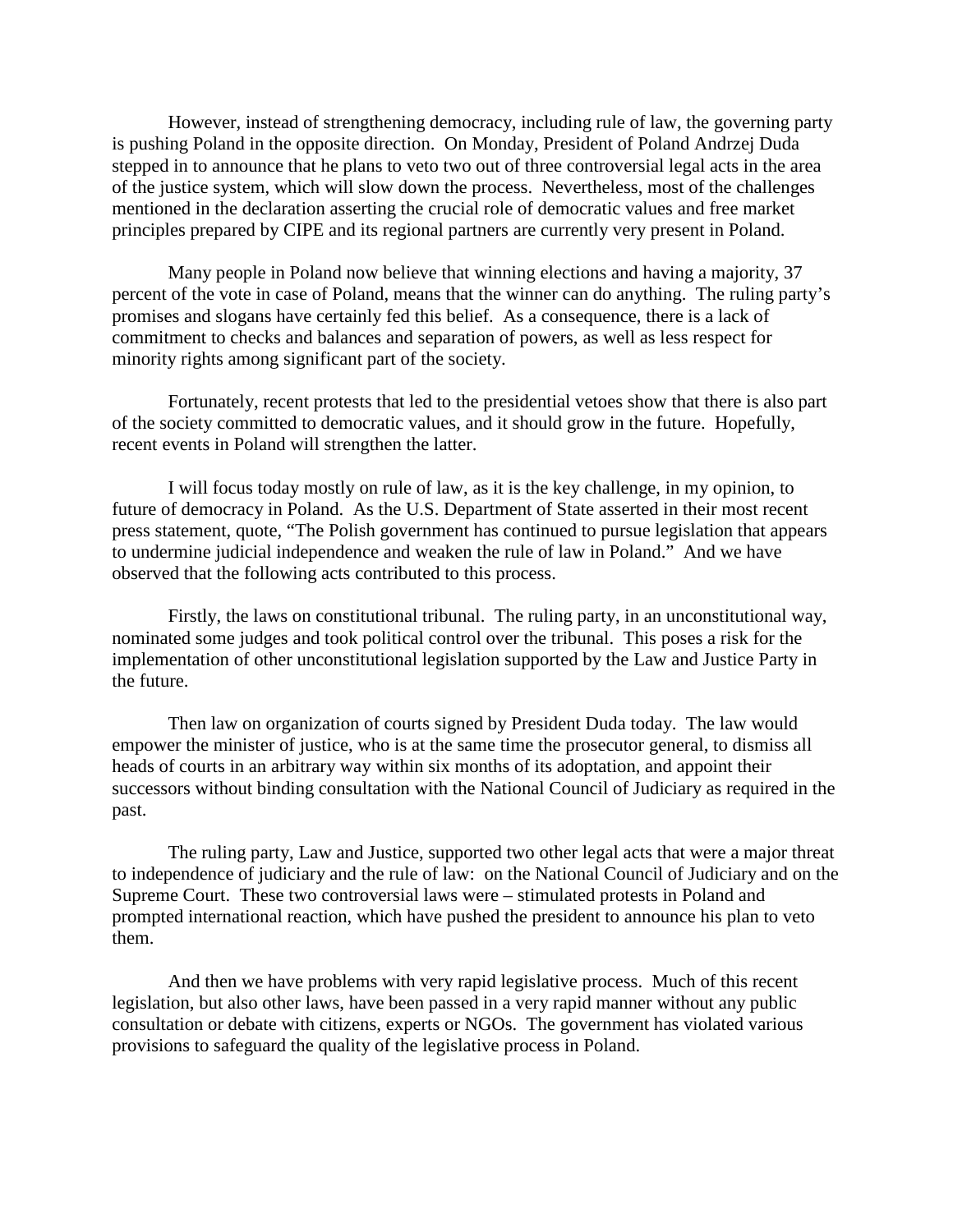However, instead of strengthening democracy, including rule of law, the governing party is pushing Poland in the opposite direction. On Monday, President of Poland Andrzej Duda stepped in to announce that he plans to veto two out of three controversial legal acts in the area of the justice system, which will slow down the process. Nevertheless, most of the challenges mentioned in the declaration asserting the crucial role of democratic values and free market principles prepared by CIPE and its regional partners are currently very present in Poland.

Many people in Poland now believe that winning elections and having a majority, 37 percent of the vote in case of Poland, means that the winner can do anything. The ruling party's promises and slogans have certainly fed this belief. As a consequence, there is a lack of commitment to checks and balances and separation of powers, as well as less respect for minority rights among significant part of the society.

Fortunately, recent protests that led to the presidential vetoes show that there is also part of the society committed to democratic values, and it should grow in the future. Hopefully, recent events in Poland will strengthen the latter.

I will focus today mostly on rule of law, as it is the key challenge, in my opinion, to future of democracy in Poland. As the U.S. Department of State asserted in their most recent press statement, quote, "The Polish government has continued to pursue legislation that appears to undermine judicial independence and weaken the rule of law in Poland." And we have observed that the following acts contributed to this process.

Firstly, the laws on constitutional tribunal. The ruling party, in an unconstitutional way, nominated some judges and took political control over the tribunal. This poses a risk for the implementation of other unconstitutional legislation supported by the Law and Justice Party in the future.

Then law on organization of courts signed by President Duda today. The law would empower the minister of justice, who is at the same time the prosecutor general, to dismiss all heads of courts in an arbitrary way within six months of its adoptation, and appoint their successors without binding consultation with the National Council of Judiciary as required in the past.

The ruling party, Law and Justice, supported two other legal acts that were a major threat to independence of judiciary and the rule of law: on the National Council of Judiciary and on the Supreme Court. These two controversial laws were – stimulated protests in Poland and prompted international reaction, which have pushed the president to announce his plan to veto them.

And then we have problems with very rapid legislative process. Much of this recent legislation, but also other laws, have been passed in a very rapid manner without any public consultation or debate with citizens, experts or NGOs. The government has violated various provisions to safeguard the quality of the legislative process in Poland.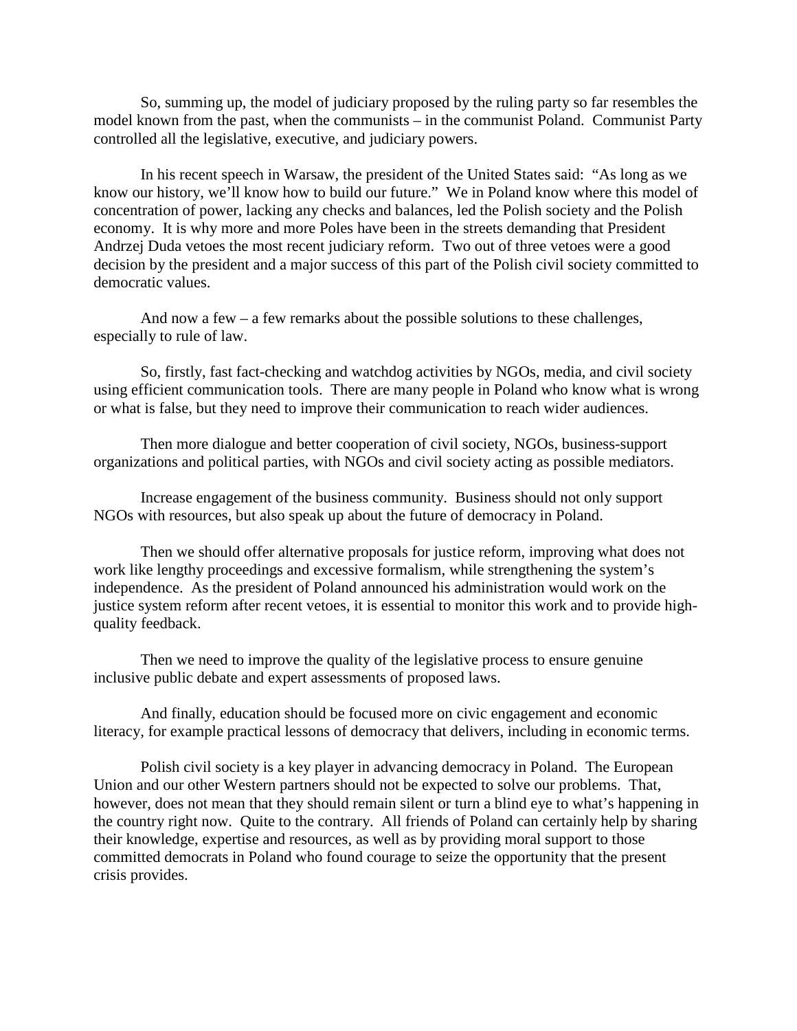So, summing up, the model of judiciary proposed by the ruling party so far resembles the model known from the past, when the communists – in the communist Poland. Communist Party controlled all the legislative, executive, and judiciary powers.

In his recent speech in Warsaw, the president of the United States said: "As long as we know our history, we'll know how to build our future." We in Poland know where this model of concentration of power, lacking any checks and balances, led the Polish society and the Polish economy. It is why more and more Poles have been in the streets demanding that President Andrzej Duda vetoes the most recent judiciary reform. Two out of three vetoes were a good decision by the president and a major success of this part of the Polish civil society committed to democratic values.

And now a few – a few remarks about the possible solutions to these challenges, especially to rule of law.

So, firstly, fast fact-checking and watchdog activities by NGOs, media, and civil society using efficient communication tools. There are many people in Poland who know what is wrong or what is false, but they need to improve their communication to reach wider audiences.

Then more dialogue and better cooperation of civil society, NGOs, business-support organizations and political parties, with NGOs and civil society acting as possible mediators.

Increase engagement of the business community. Business should not only support NGOs with resources, but also speak up about the future of democracy in Poland.

Then we should offer alternative proposals for justice reform, improving what does not work like lengthy proceedings and excessive formalism, while strengthening the system's independence. As the president of Poland announced his administration would work on the justice system reform after recent vetoes, it is essential to monitor this work and to provide high-quality feedback.

Then we need to improve the quality of the legislative process to ensure genuine inclusive public debate and expert assessments of proposed laws.

And finally, education should be focused more on civic engagement and economic literacy, for example practical lessons of democracy that delivers, including in economic terms.

Polish civil society is a key player in advancing democracy in Poland. The European Union and our other Western partners should not be expected to solve our problems. That, however, does not mean that they should remain silent or turn a blind eye to what's happening in the country right now. Quite to the contrary. All friends of Poland can certainly help by sharing their knowledge, expertise and resources, as well as by providing moral support to those committed democrats in Poland who found courage to seize the opportunity that the present crisis provides.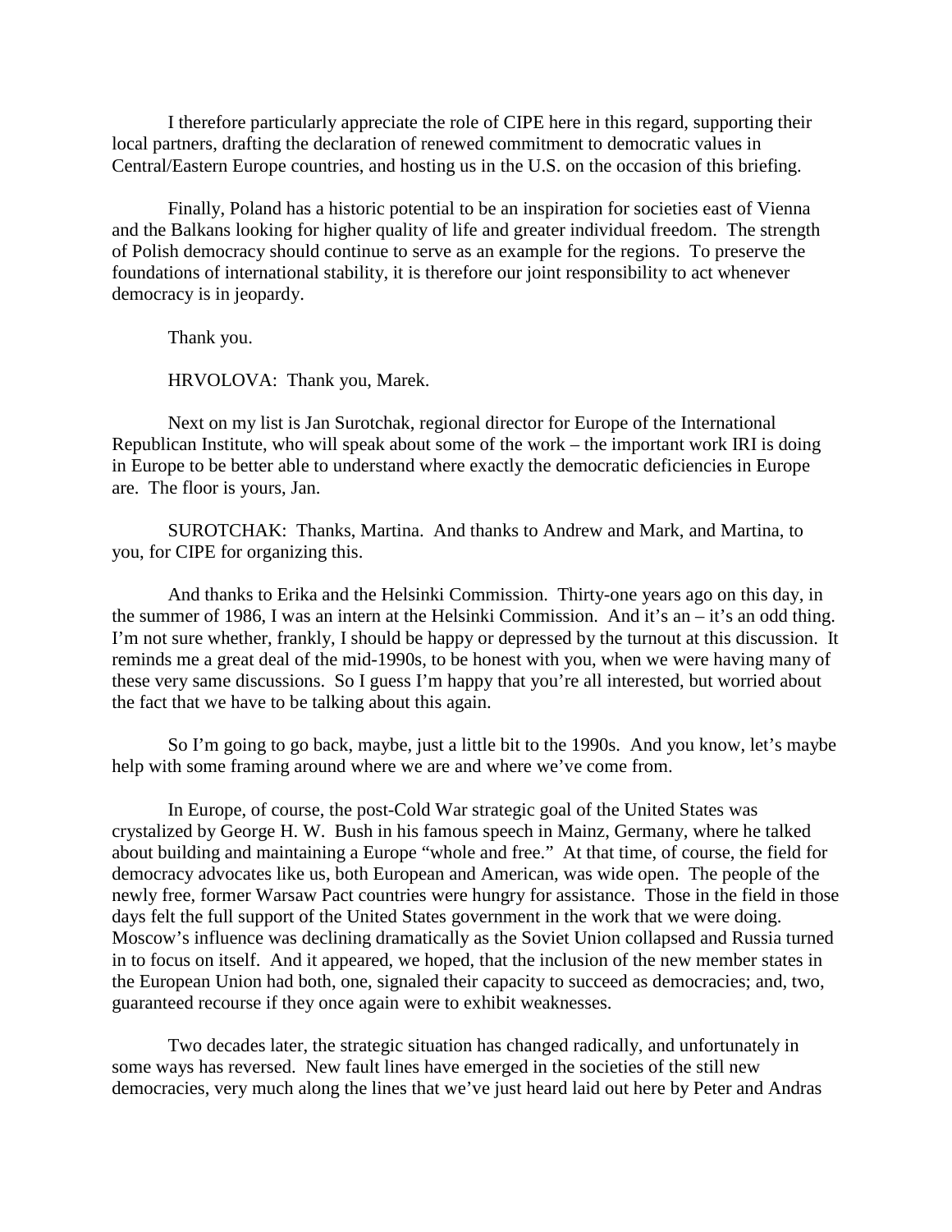I therefore particularly appreciate the role of CIPE here in this regard, supporting their local partners, drafting the declaration of renewed commitment to democratic values in Central/Eastern Europe countries, and hosting us in the U.S. on the occasion of this briefing.

Finally, Poland has a historic potential to be an inspiration for societies east of Vienna and the Balkans looking for higher quality of life and greater individual freedom. The strength of Polish democracy should continue to serve as an example for the regions. To preserve the foundations of international stability, it is therefore our joint responsibility to act whenever democracy is in jeopardy.

Thank you.

HRVOLOVA: Thank you, Marek.

Next on my list is Jan Surotchak, regional director for Europe of the International Republican Institute, who will speak about some of the work – the important work IRI is doing in Europe to be better able to understand where exactly the democratic deficiencies in Europe are. The floor is yours, Jan.

SUROTCHAK: Thanks, Martina. And thanks to Andrew and Mark, and Martina, to you, for CIPE for organizing this.

And thanks to Erika and the Helsinki Commission. Thirty-one years ago on this day, in the summer of 1986, I was an intern at the Helsinki Commission. And it's an – it's an odd thing. I'm not sure whether, frankly, I should be happy or depressed by the turnout at this discussion. It reminds me a great deal of the mid-1990s, to be honest with you, when we were having many of these very same discussions. So I guess I'm happy that you're all interested, but worried about the fact that we have to be talking about this again.

So I'm going to go back, maybe, just a little bit to the 1990s. And you know, let's maybe help with some framing around where we are and where we've come from.

In Europe, of course, the post-Cold War strategic goal of the United States was crystalized by George H. W. Bush in his famous speech in Mainz, Germany, where he talked about building and maintaining a Europe "whole and free." At that time, of course, the field for democracy advocates like us, both European and American, was wide open. The people of the newly free, former Warsaw Pact countries were hungry for assistance. Those in the field in those days felt the full support of the United States government in the work that we were doing. Moscow's influence was declining dramatically as the Soviet Union collapsed and Russia turned in to focus on itself. And it appeared, we hoped, that the inclusion of the new member states in the European Union had both, one, signaled their capacity to succeed as democracies; and, two, guaranteed recourse if they once again were to exhibit weaknesses.

Two decades later, the strategic situation has changed radically, and unfortunately in some ways has reversed. New fault lines have emerged in the societies of the still new democracies, very much along the lines that we've just heard laid out here by Peter and Andras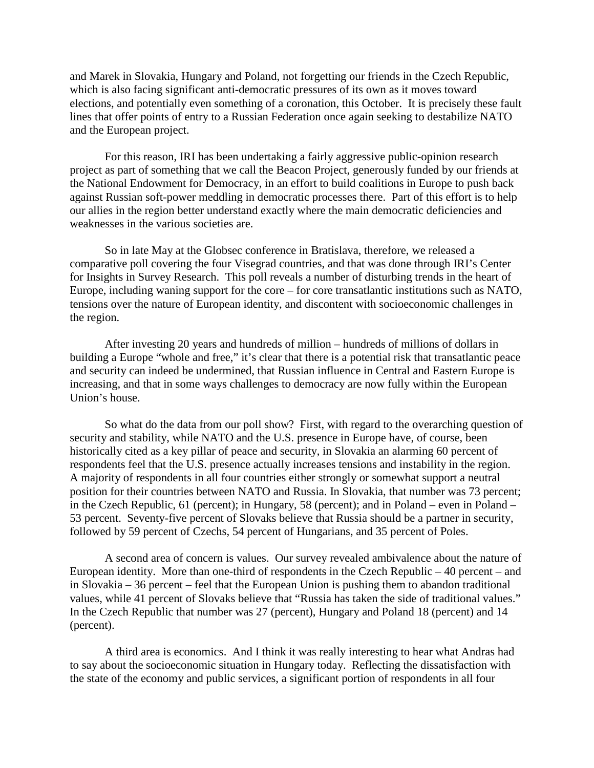and Marek in Slovakia, Hungary and Poland, not forgetting our friends in the Czech Republic, which is also facing significant anti-democratic pressures of its own as it moves toward elections, and potentially even something of a coronation, this October. It is precisely these fault lines that offer points of entry to a Russian Federation once again seeking to destabilize NATO and the European project.

For this reason, IRI has been undertaking a fairly aggressive public-opinion research project as part of something that we call the Beacon Project, generously funded by our friends at the National Endowment for Democracy, in an effort to build coalitions in Europe to push back against Russian soft-power meddling in democratic processes there. Part of this effort is to help our allies in the region better understand exactly where the main democratic deficiencies and weaknesses in the various societies are.

So in late May at the Globsec conference in Bratislava, therefore, we released a comparative poll covering the four Visegrad countries, and that was done through IRI's Center for Insights in Survey Research. This poll reveals a number of disturbing trends in the heart of Europe, including waning support for the core – for core transatlantic institutions such as NATO, tensions over the nature of European identity, and discontent with socioeconomic challenges in the region.

After investing 20 years and hundreds of million – hundreds of millions of dollars in building a Europe "whole and free," it's clear that there is a potential risk that transatlantic peace and security can indeed be undermined, that Russian influence in Central and Eastern Europe is increasing, and that in some ways challenges to democracy are now fully within the European Union's house.

So what do the data from our poll show? First, with regard to the overarching question of security and stability, while NATO and the U.S. presence in Europe have, of course, been historically cited as a key pillar of peace and security, in Slovakia an alarming 60 percent of respondents feel that the U.S. presence actually increases tensions and instability in the region. A majority of respondents in all four countries either strongly or somewhat support a neutral position for their countries between NATO and Russia. In Slovakia, that number was 73 percent; in the Czech Republic, 61 (percent); in Hungary, 58 (percent); and in Poland – even in Poland – 53 percent. Seventy-five percent of Slovaks believe that Russia should be a partner in security, followed by 59 percent of Czechs, 54 percent of Hungarians, and 35 percent of Poles.

A second area of concern is values. Our survey revealed ambivalence about the nature of European identity. More than one-third of respondents in the Czech Republic – 40 percent – and in Slovakia – 36 percent – feel that the European Union is pushing them to abandon traditional values, while 41 percent of Slovaks believe that "Russia has taken the side of traditional values." In the Czech Republic that number was 27 (percent), Hungary and Poland 18 (percent) and 14 (percent).

A third area is economics. And I think it was really interesting to hear what Andras had to say about the socioeconomic situation in Hungary today. Reflecting the dissatisfaction with the state of the economy and public services, a significant portion of respondents in all four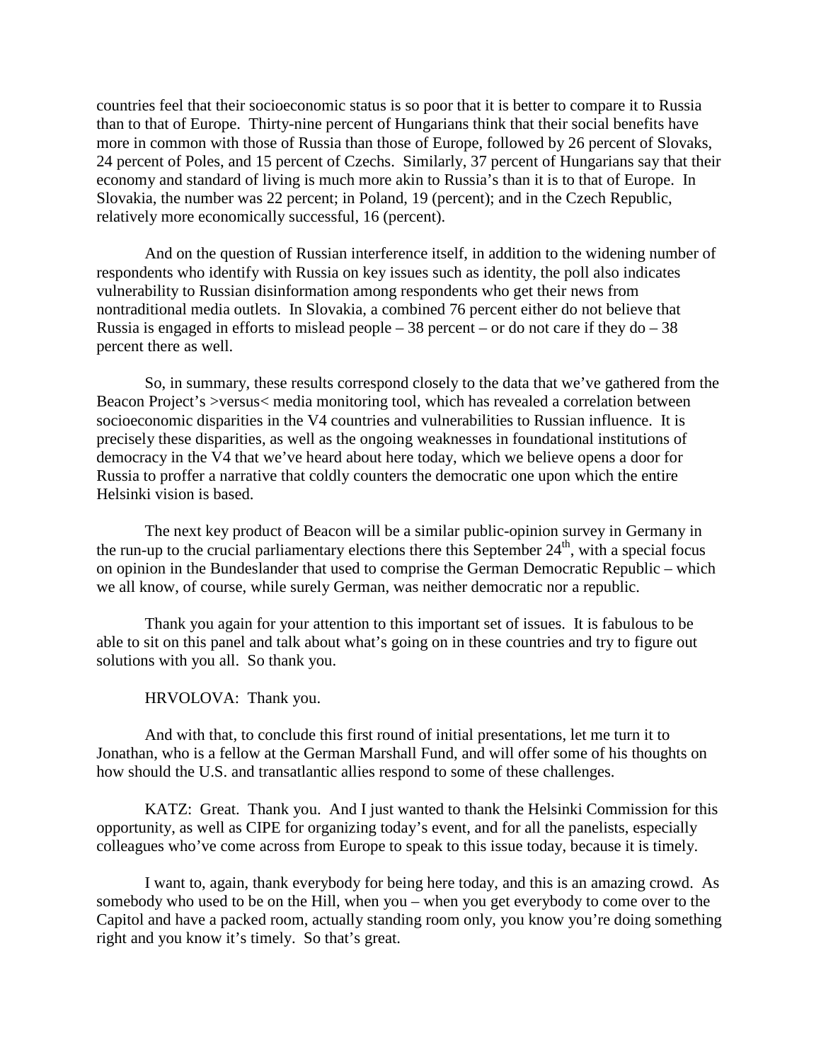countries feel that their socioeconomic status is so poor that it is better to compare it to Russia than to that of Europe. Thirty-nine percent of Hungarians think that their social benefits have more in common with those of Russia than those of Europe, followed by 26 percent of Slovaks, 24 percent of Poles, and 15 percent of Czechs. Similarly, 37 percent of Hungarians say that their economy and standard of living is much more akin to Russia's than it is to that of Europe. In Slovakia, the number was 22 percent; in Poland, 19 (percent); and in the Czech Republic, relatively more economically successful, 16 (percent).

And on the question of Russian interference itself, in addition to the widening number of respondents who identify with Russia on key issues such as identity, the poll also indicates vulnerability to Russian disinformation among respondents who get their news from nontraditional media outlets. In Slovakia, a combined 76 percent either do not believe that Russia is engaged in efforts to mislead people – 38 percent – or do not care if they do – 38 percent there as well.

So, in summary, these results correspond closely to the data that we've gathered from the Beacon Project's >versus< media monitoring tool, which has revealed a correlation between socioeconomic disparities in the V4 countries and vulnerabilities to Russian influence. It is precisely these disparities, as well as the ongoing weaknesses in foundational institutions of democracy in the V4 that we've heard about here today, which we believe opens a door for Russia to proffer a narrative that coldly counters the democratic one upon which the entire Helsinki vision is based.

The next key product of Beacon will be a similar public-opinion survey in Germany in the run-up to the crucial parliamentary elections there this September 24th, with a special focus on opinion in the Bundeslander that used to comprise the German Democratic Republic – which we all know, of course, while surely German, was neither democratic nor a republic.

Thank you again for your attention to this important set of issues. It is fabulous to be able to sit on this panel and talk about what's going on in these countries and try to figure out solutions with you all. So thank you.

HRVOLOVA: Thank you.

And with that, to conclude this first round of initial presentations, let me turn it to Jonathan, who is a fellow at the German Marshall Fund, and will offer some of his thoughts on how should the U.S. and transatlantic allies respond to some of these challenges.

KATZ: Great. Thank you. And I just wanted to thank the Helsinki Commission for this opportunity, as well as CIPE for organizing today's event, and for all the panelists, especially colleagues who've come across from Europe to speak to this issue today, because it is timely.

I want to, again, thank everybody for being here today, and this is an amazing crowd. As somebody who used to be on the Hill, when you – when you get everybody to come over to the Capitol and have a packed room, actually standing room only, you know you're doing something right and you know it's timely. So that's great.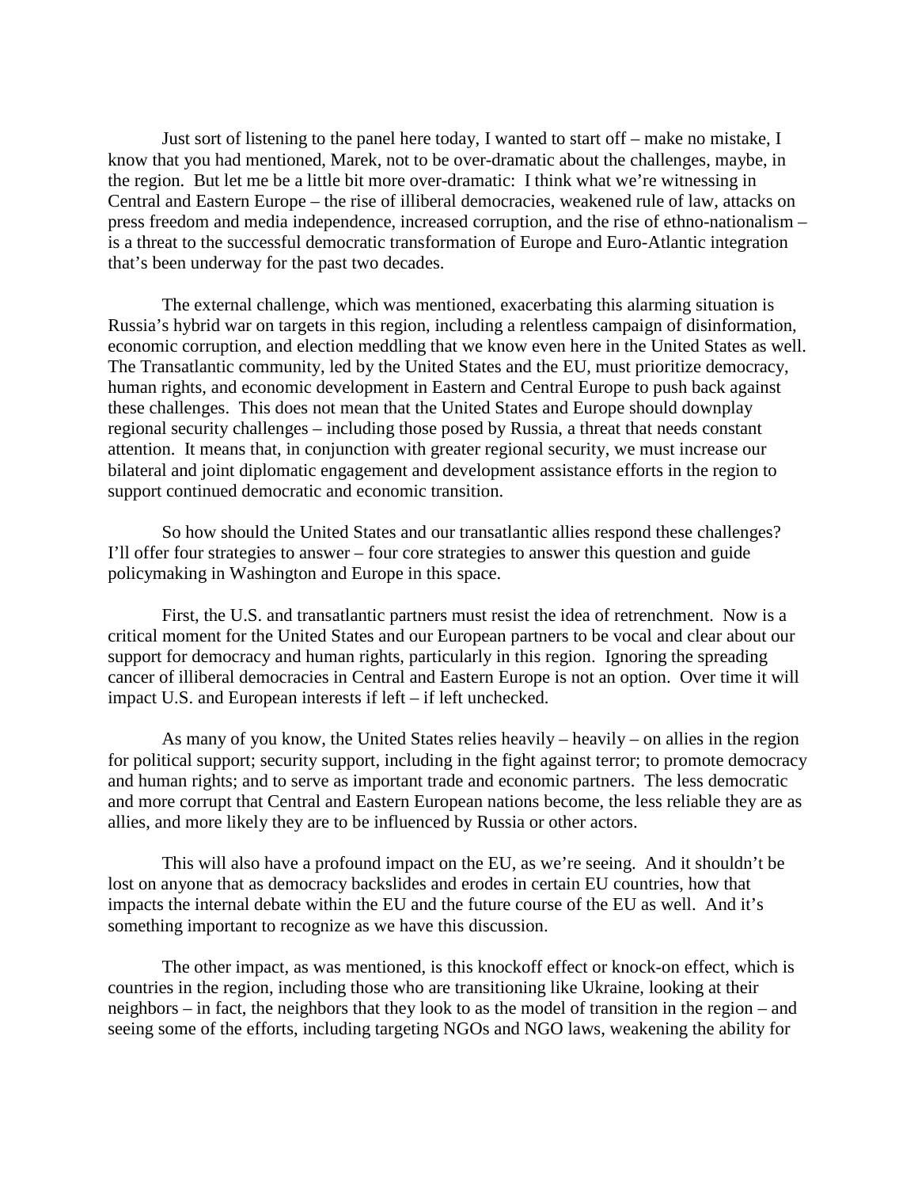Just sort of listening to the panel here today, I wanted to start off – make no mistake, I know that you had mentioned, Marek, not to be over-dramatic about the challenges, maybe, in the region. But let me be a little bit more over-dramatic: I think what we're witnessing in Central and Eastern Europe – the rise of illiberal democracies, weakened rule of law, attacks on press freedom and media independence, increased corruption, and the rise of ethno-nationalism – is a threat to the successful democratic transformation of Europe and Euro-Atlantic integration that's been underway for the past two decades.

The external challenge, which was mentioned, exacerbating this alarming situation is Russia's hybrid war on targets in this region, including a relentless campaign of disinformation, economic corruption, and election meddling that we know even here in the United States as well. The Transatlantic community, led by the United States and the EU, must prioritize democracy, human rights, and economic development in Eastern and Central Europe to push back against these challenges. This does not mean that the United States and Europe should downplay regional security challenges – including those posed by Russia, a threat that needs constant attention. It means that, in conjunction with greater regional security, we must increase our bilateral and joint diplomatic engagement and development assistance efforts in the region to support continued democratic and economic transition.

So how should the United States and our transatlantic allies respond these challenges? I'll offer four strategies to answer – four core strategies to answer this question and guide policymaking in Washington and Europe in this space.

First, the U.S. and transatlantic partners must resist the idea of retrenchment. Now is a critical moment for the United States and our European partners to be vocal and clear about our support for democracy and human rights, particularly in this region. Ignoring the spreading cancer of illiberal democracies in Central and Eastern Europe is not an option. Over time it will impact U.S. and European interests if left – if left unchecked.

As many of you know, the United States relies heavily – heavily – on allies in the region for political support; security support, including in the fight against terror; to promote democracy and human rights; and to serve as important trade and economic partners. The less democratic and more corrupt that Central and Eastern European nations become, the less reliable they are as allies, and more likely they are to be influenced by Russia or other actors.

This will also have a profound impact on the EU, as we're seeing. And it shouldn't be lost on anyone that as democracy backslides and erodes in certain EU countries, how that impacts the internal debate within the EU and the future course of the EU as well. And it's something important to recognize as we have this discussion.

The other impact, as was mentioned, is this knockoff effect or knock-on effect, which is countries in the region, including those who are transitioning like Ukraine, looking at their neighbors – in fact, the neighbors that they look to as the model of transition in the region – and seeing some of the efforts, including targeting NGOs and NGO laws, weakening the ability for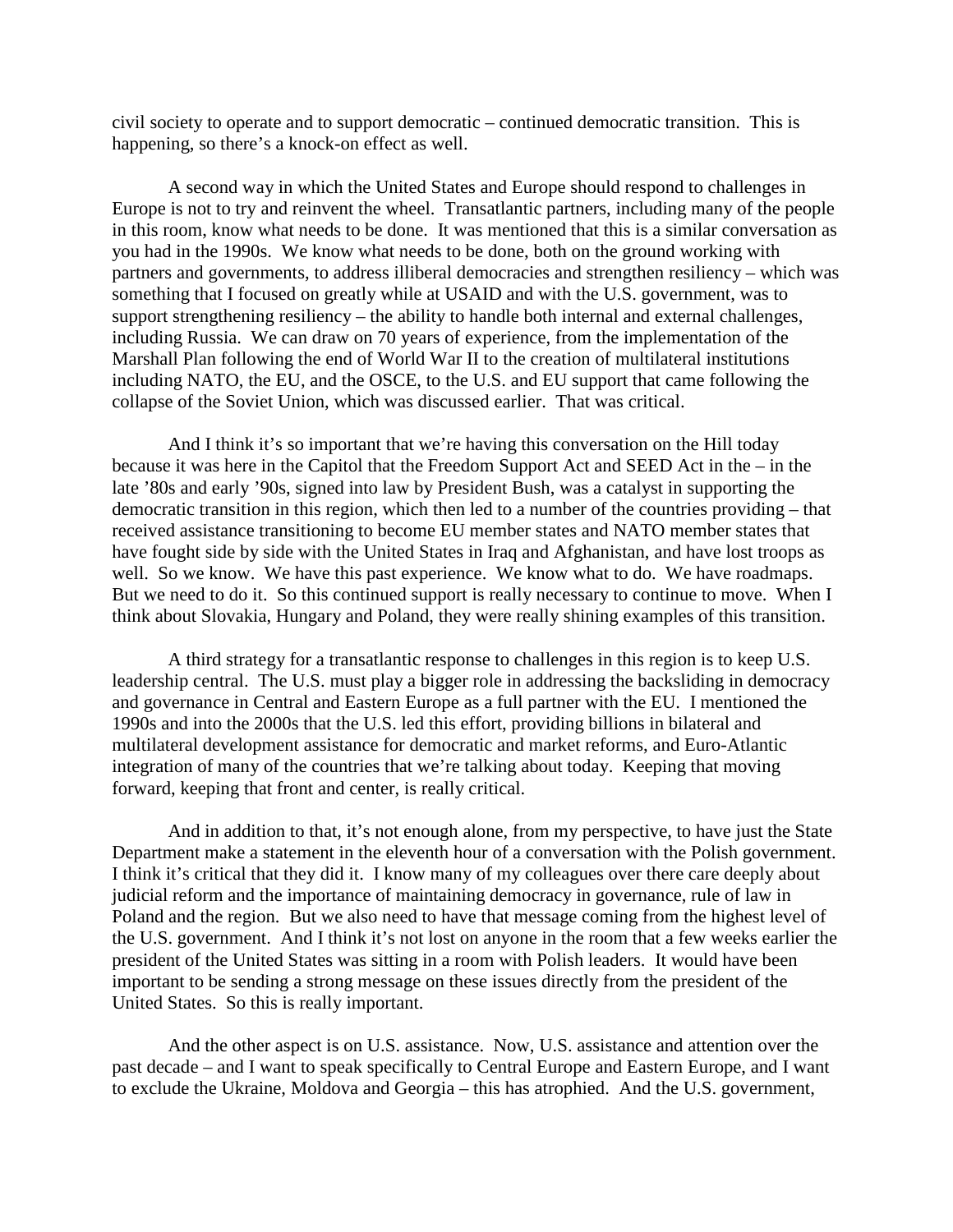civil society to operate and to support democratic – continued democratic transition. This is happening, so there's a knock-on effect as well.

A second way in which the United States and Europe should respond to challenges in Europe is not to try and reinvent the wheel. Transatlantic partners, including many of the people in this room, know what needs to be done. It was mentioned that this is a similar conversation as you had in the 1990s. We know what needs to be done, both on the ground working with partners and governments, to address illiberal democracies and strengthen resiliency – which was something that I focused on greatly while at USAID and with the U.S. government, was to support strengthening resiliency – the ability to handle both internal and external challenges, including Russia. We can draw on 70 years of experience, from the implementation of the Marshall Plan following the end of World War II to the creation of multilateral institutions including NATO, the EU, and the OSCE, to the U.S. and EU support that came following the collapse of the Soviet Union, which was discussed earlier. That was critical.

And I think it's so important that we're having this conversation on the Hill today because it was here in the Capitol that the Freedom Support Act and SEED Act in the – in the late '80s and early '90s, signed into law by President Bush, was a catalyst in supporting the democratic transition in this region, which then led to a number of the countries providing – that received assistance transitioning to become EU member states and NATO member states that have fought side by side with the United States in Iraq and Afghanistan, and have lost troops as well. So we know. We have this past experience. We know what to do. We have roadmaps. But we need to do it. So this continued support is really necessary to continue to move. When I think about Slovakia, Hungary and Poland, they were really shining examples of this transition.

A third strategy for a transatlantic response to challenges in this region is to keep U.S. leadership central. The U.S. must play a bigger role in addressing the backsliding in democracy and governance in Central and Eastern Europe as a full partner with the EU. I mentioned the 1990s and into the 2000s that the U.S. led this effort, providing billions in bilateral and multilateral development assistance for democratic and market reforms, and Euro-Atlantic integration of many of the countries that we're talking about today. Keeping that moving forward, keeping that front and center, is really critical.

And in addition to that, it's not enough alone, from my perspective, to have just the State Department make a statement in the eleventh hour of a conversation with the Polish government. I think it's critical that they did it. I know many of my colleagues over there care deeply about judicial reform and the importance of maintaining democracy in governance, rule of law in Poland and the region. But we also need to have that message coming from the highest level of the U.S. government. And I think it's not lost on anyone in the room that a few weeks earlier the president of the United States was sitting in a room with Polish leaders. It would have been important to be sending a strong message on these issues directly from the president of the United States. So this is really important.

And the other aspect is on U.S. assistance. Now, U.S. assistance and attention over the past decade – and I want to speak specifically to Central Europe and Eastern Europe, and I want to exclude the Ukraine, Moldova and Georgia – this has atrophied. And the U.S. government,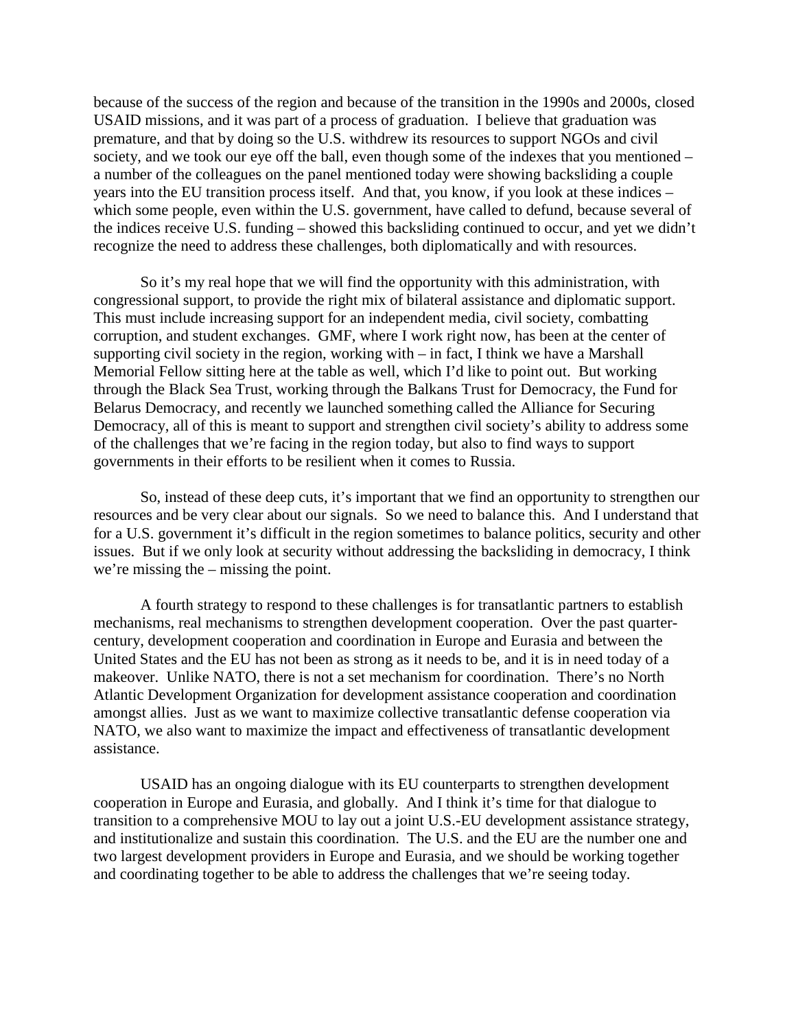because of the success of the region and because of the transition in the 1990s and 2000s, closed USAID missions, and it was part of a process of graduation. I believe that graduation was premature, and that by doing so the U.S. withdrew its resources to support NGOs and civil society, and we took our eye off the ball, even though some of the indexes that you mentioned – a number of the colleagues on the panel mentioned today were showing backsliding a couple years into the EU transition process itself. And that, you know, if you look at these indices – which some people, even within the U.S. government, have called to defund, because several of the indices receive U.S. funding – showed this backsliding continued to occur, and yet we didn't recognize the need to address these challenges, both diplomatically and with resources.

So it's my real hope that we will find the opportunity with this administration, with congressional support, to provide the right mix of bilateral assistance and diplomatic support. This must include increasing support for an independent media, civil society, combatting corruption, and student exchanges. GMF, where I work right now, has been at the center of supporting civil society in the region, working with – in fact, I think we have a Marshall Memorial Fellow sitting here at the table as well, which I'd like to point out. But working through the Black Sea Trust, working through the Balkans Trust for Democracy, the Fund for Belarus Democracy, and recently we launched something called the Alliance for Securing Democracy, all of this is meant to support and strengthen civil society's ability to address some of the challenges that we're facing in the region today, but also to find ways to support governments in their efforts to be resilient when it comes to Russia.

So, instead of these deep cuts, it's important that we find an opportunity to strengthen our resources and be very clear about our signals. So we need to balance this. And I understand that for a U.S. government it's difficult in the region sometimes to balance politics, security and other issues. But if we only look at security without addressing the backsliding in democracy, I think we're missing the – missing the point.

A fourth strategy to respond to these challenges is for transatlantic partners to establish mechanisms, real mechanisms to strengthen development cooperation. Over the past quarter-century, development cooperation and coordination in Europe and Eurasia and between the United States and the EU has not been as strong as it needs to be, and it is in need today of a makeover. Unlike NATO, there is not a set mechanism for coordination. There's no North Atlantic Development Organization for development assistance cooperation and coordination amongst allies. Just as we want to maximize collective transatlantic defense cooperation via NATO, we also want to maximize the impact and effectiveness of transatlantic development assistance.

USAID has an ongoing dialogue with its EU counterparts to strengthen development cooperation in Europe and Eurasia, and globally. And I think it's time for that dialogue to transition to a comprehensive MOU to lay out a joint U.S.-EU development assistance strategy, and institutionalize and sustain this coordination. The U.S. and the EU are the number one and two largest development providers in Europe and Eurasia, and we should be working together and coordinating together to be able to address the challenges that we're seeing today.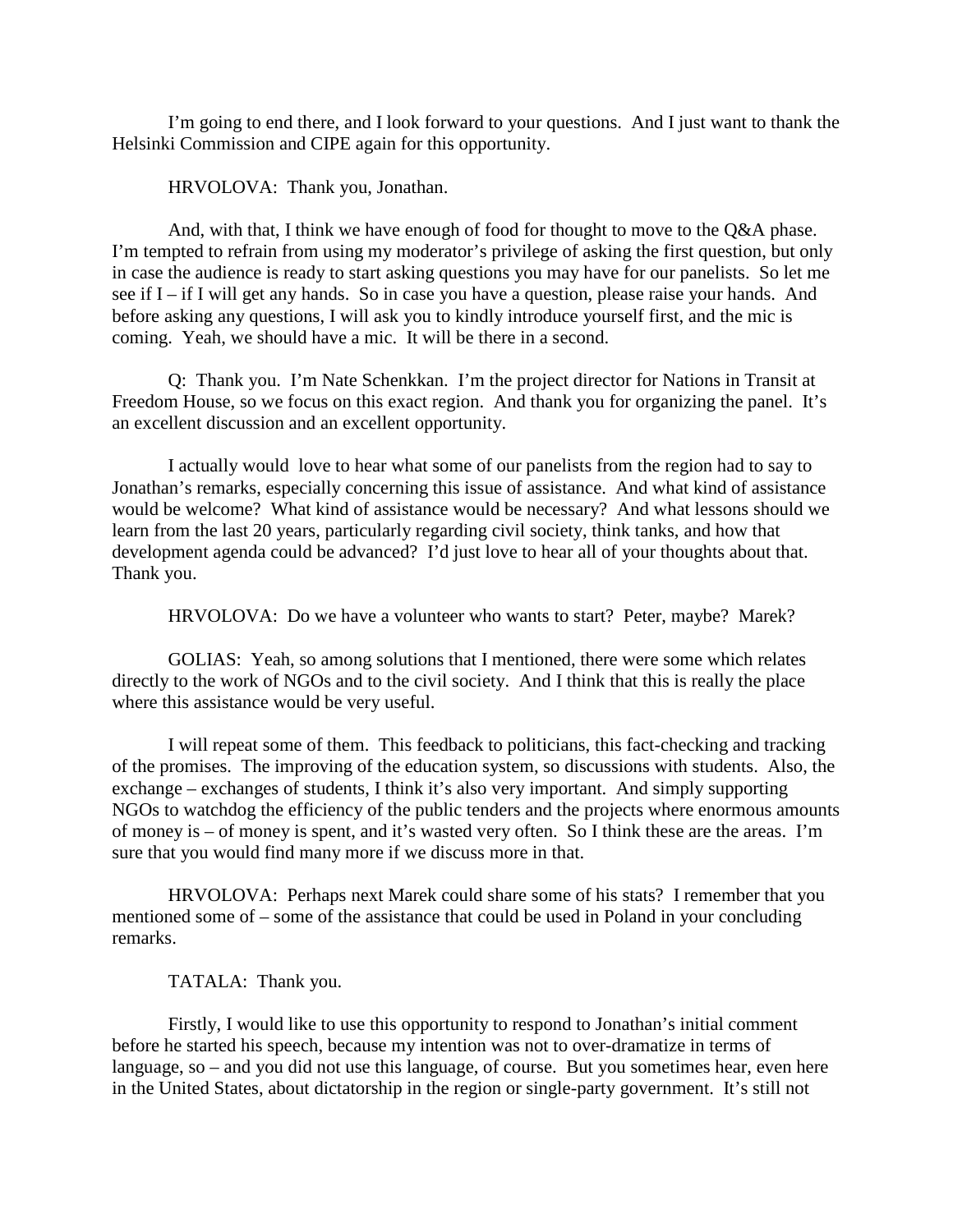I'm going to end there, and I look forward to your questions. And I just want to thank the Helsinki Commission and CIPE again for this opportunity.

HRVOLOVA: Thank you, Jonathan.

And, with that, I think we have enough of food for thought to move to the Q&A phase. I'm tempted to refrain from using my moderator's privilege of asking the first question, but only in case the audience is ready to start asking questions you may have for our panelists. So let me see if I – if I will get any hands. So in case you have a question, please raise your hands. And before asking any questions, I will ask you to kindly introduce yourself first, and the mic is coming. Yeah, we should have a mic. It will be there in a second.

Q: Thank you. I'm Nate Schenkkan. I'm the project director for Nations in Transit at Freedom House, so we focus on this exact region. And thank you for organizing the panel. It's an excellent discussion and an excellent opportunity.

I actually would love to hear what some of our panelists from the region had to say to Jonathan's remarks, especially concerning this issue of assistance. And what kind of assistance would be welcome? What kind of assistance would be necessary? And what lessons should we learn from the last 20 years, particularly regarding civil society, think tanks, and how that development agenda could be advanced? I'd just love to hear all of your thoughts about that. Thank you.

HRVOLOVA: Do we have a volunteer who wants to start? Peter, maybe? Marek?

GOLIAS: Yeah, so among solutions that I mentioned, there were some which relates directly to the work of NGOs and to the civil society. And I think that this is really the place where this assistance would be very useful.

I will repeat some of them. This feedback to politicians, this fact-checking and tracking of the promises. The improving of the education system, so discussions with students. Also, the exchange – exchanges of students, I think it's also very important. And simply supporting NGOs to watchdog the efficiency of the public tenders and the projects where enormous amounts of money is – of money is spent, and it's wasted very often. So I think these are the areas. I'm sure that you would find many more if we discuss more in that.

HRVOLOVA: Perhaps next Marek could share some of his stats? I remember that you mentioned some of – some of the assistance that could be used in Poland in your concluding remarks.

TATALA: Thank you.

Firstly, I would like to use this opportunity to respond to Jonathan's initial comment before he started his speech, because my intention was not to over-dramatize in terms of language, so – and you did not use this language, of course. But you sometimes hear, even here in the United States, about dictatorship in the region or single-party government. It's still not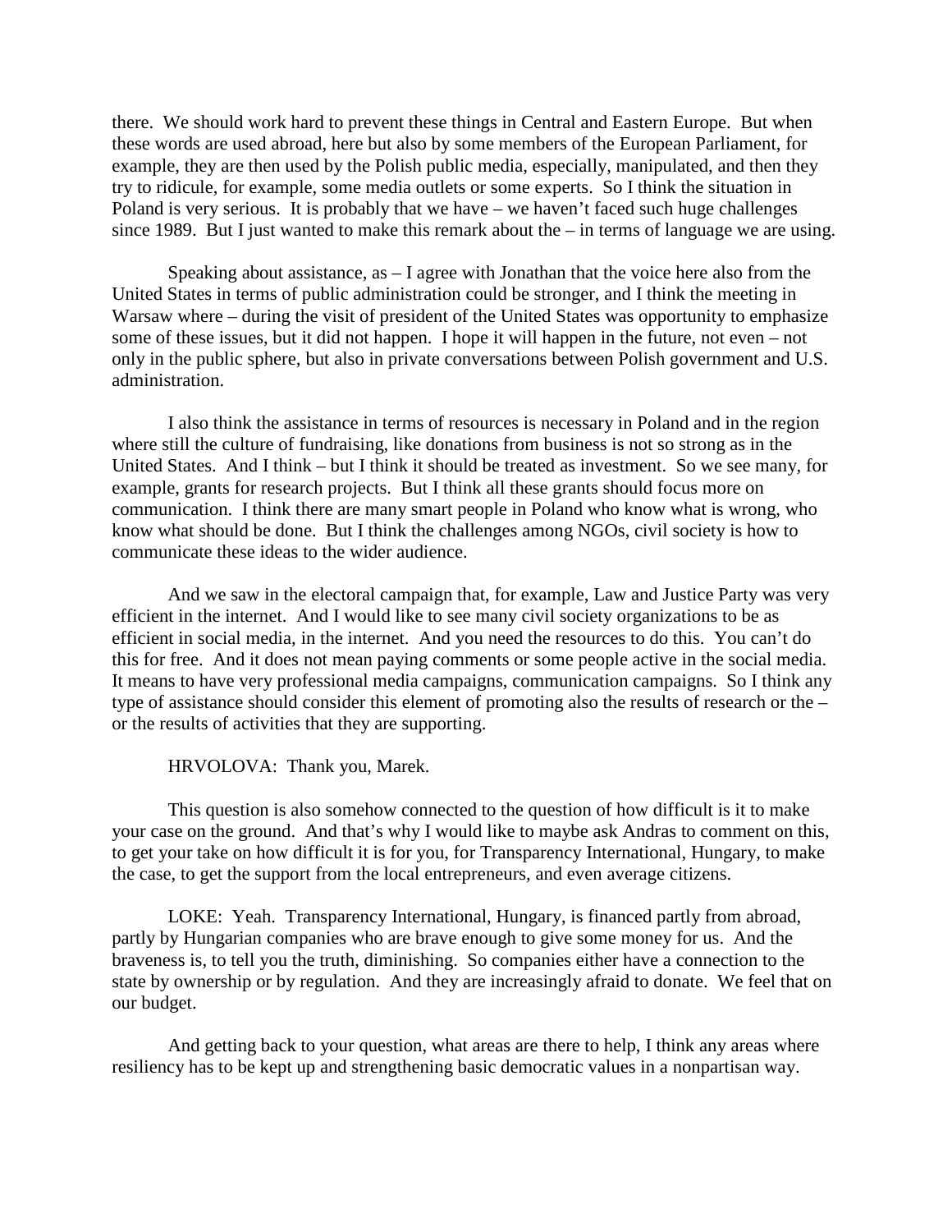there. We should work hard to prevent these things in Central and Eastern Europe. But when these words are used abroad, here but also by some members of the European Parliament, for example, they are then used by the Polish public media, especially, manipulated, and then they try to ridicule, for example, some media outlets or some experts. So I think the situation in Poland is very serious. It is probably that we have – we haven't faced such huge challenges since 1989. But I just wanted to make this remark about the – in terms of language we are using.

Speaking about assistance, as – I agree with Jonathan that the voice here also from the United States in terms of public administration could be stronger, and I think the meeting in Warsaw where – during the visit of president of the United States was opportunity to emphasize some of these issues, but it did not happen. I hope it will happen in the future, not even – not only in the public sphere, but also in private conversations between Polish government and U.S. administration.

I also think the assistance in terms of resources is necessary in Poland and in the region where still the culture of fundraising, like donations from business is not so strong as in the United States. And I think – but I think it should be treated as investment. So we see many, for example, grants for research projects. But I think all these grants should focus more on communication. I think there are many smart people in Poland who know what is wrong, who know what should be done. But I think the challenges among NGOs, civil society is how to communicate these ideas to the wider audience.

And we saw in the electoral campaign that, for example, Law and Justice Party was very efficient in the internet. And I would like to see many civil society organizations to be as efficient in social media, in the internet. And you need the resources to do this. You can't do this for free. And it does not mean paying comments or some people active in the social media. It means to have very professional media campaigns, communication campaigns. So I think any type of assistance should consider this element of promoting also the results of research or the – or the results of activities that they are supporting.

HRVOLOVA: Thank you, Marek.

This question is also somehow connected to the question of how difficult is it to make your case on the ground. And that's why I would like to maybe ask Andras to comment on this, to get your take on how difficult it is for you, for Transparency International, Hungary, to make the case, to get the support from the local entrepreneurs, and even average citizens.

LOKE: Yeah. Transparency International, Hungary, is financed partly from abroad, partly by Hungarian companies who are brave enough to give some money for us. And the braveness is, to tell you the truth, diminishing. So companies either have a connection to the state by ownership or by regulation. And they are increasingly afraid to donate. We feel that on our budget.

And getting back to your question, what areas are there to help, I think any areas where resiliency has to be kept up and strengthening basic democratic values in a nonpartisan way.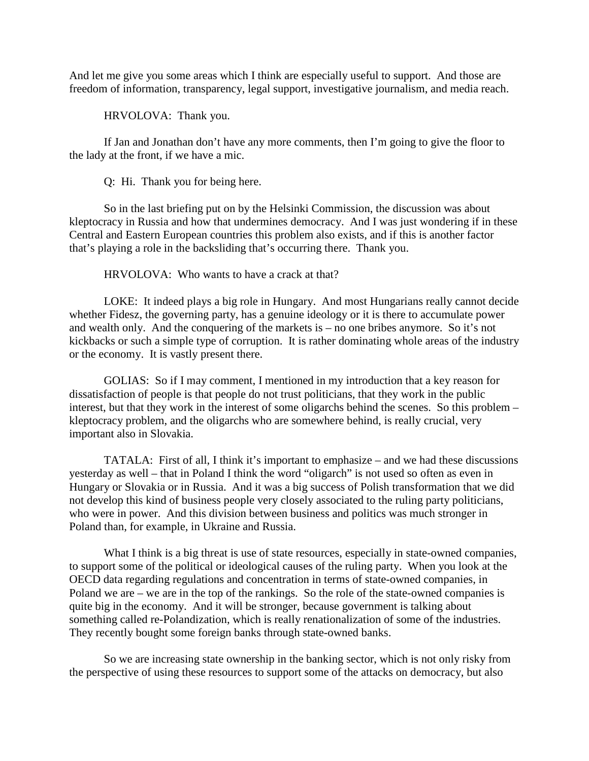And let me give you some areas which I think are especially useful to support. And those are freedom of information, transparency, legal support, investigative journalism, and media reach.

HRVOLOVA: Thank you.

If Jan and Jonathan don't have any more comments, then I'm going to give the floor to the lady at the front, if we have a mic.

Q: Hi. Thank you for being here.

So in the last briefing put on by the Helsinki Commission, the discussion was about kleptocracy in Russia and how that undermines democracy. And I was just wondering if in these Central and Eastern European countries this problem also exists, and if this is another factor that's playing a role in the backsliding that's occurring there. Thank you.

HRVOLOVA: Who wants to have a crack at that?

LOKE: It indeed plays a big role in Hungary. And most Hungarians really cannot decide whether Fidesz, the governing party, has a genuine ideology or it is there to accumulate power and wealth only. And the conquering of the markets is – no one bribes anymore. So it's not kickbacks or such a simple type of corruption. It is rather dominating whole areas of the industry or the economy. It is vastly present there.

GOLIAS: So if I may comment, I mentioned in my introduction that a key reason for dissatisfaction of people is that people do not trust politicians, that they work in the public interest, but that they work in the interest of some oligarchs behind the scenes. So this problem – kleptocracy problem, and the oligarchs who are somewhere behind, is really crucial, very important also in Slovakia.

TATALA: First of all, I think it's important to emphasize – and we had these discussions yesterday as well – that in Poland I think the word "oligarch" is not used so often as even in Hungary or Slovakia or in Russia. And it was a big success of Polish transformation that we did not develop this kind of business people very closely associated to the ruling party politicians, who were in power. And this division between business and politics was much stronger in Poland than, for example, in Ukraine and Russia.

What I think is a big threat is use of state resources, especially in state-owned companies, to support some of the political or ideological causes of the ruling party. When you look at the OECD data regarding regulations and concentration in terms of state-owned companies, in Poland we are – we are in the top of the rankings. So the role of the state-owned companies is quite big in the economy. And it will be stronger, because government is talking about something called re-Polandization, which is really renationalization of some of the industries. They recently bought some foreign banks through state-owned banks.

So we are increasing state ownership in the banking sector, which is not only risky from the perspective of using these resources to support some of the attacks on democracy, but also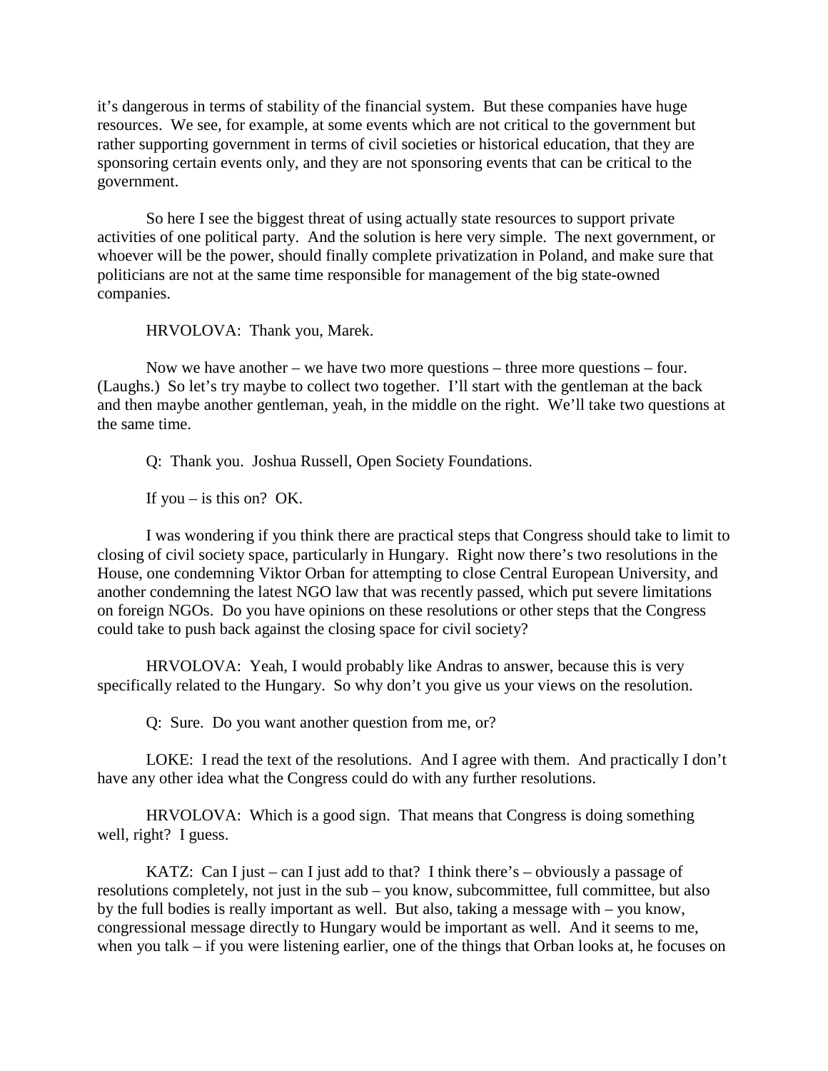it's dangerous in terms of stability of the financial system. But these companies have huge resources. We see, for example, at some events which are not critical to the government but rather supporting government in terms of civil societies or historical education, that they are sponsoring certain events only, and they are not sponsoring events that can be critical to the government.

So here I see the biggest threat of using actually state resources to support private activities of one political party. And the solution is here very simple. The next government, or whoever will be the power, should finally complete privatization in Poland, and make sure that politicians are not at the same time responsible for management of the big state-owned companies.

HRVOLOVA: Thank you, Marek.

Now we have another – we have two more questions – three more questions – four. (Laughs.) So let's try maybe to collect two together. I'll start with the gentleman at the back and then maybe another gentleman, yeah, in the middle on the right. We'll take two questions at the same time.

Q: Thank you. Joshua Russell, Open Society Foundations.

If you – is this on? OK.

I was wondering if you think there are practical steps that Congress should take to limit to closing of civil society space, particularly in Hungary. Right now there's two resolutions in the House, one condemning Viktor Orban for attempting to close Central European University, and another condemning the latest NGO law that was recently passed, which put severe limitations on foreign NGOs. Do you have opinions on these resolutions or other steps that the Congress could take to push back against the closing space for civil society?

HRVOLOVA: Yeah, I would probably like Andras to answer, because this is very specifically related to the Hungary. So why don't you give us your views on the resolution.

Q: Sure. Do you want another question from me, or?

LOKE: I read the text of the resolutions. And I agree with them. And practically I don't have any other idea what the Congress could do with any further resolutions.

HRVOLOVA: Which is a good sign. That means that Congress is doing something well, right? I guess.

KATZ: Can I just – can I just add to that? I think there's – obviously a passage of resolutions completely, not just in the sub – you know, subcommittee, full committee, but also by the full bodies is really important as well. But also, taking a message with – you know, congressional message directly to Hungary would be important as well. And it seems to me, when you talk – if you were listening earlier, one of the things that Orban looks at, he focuses on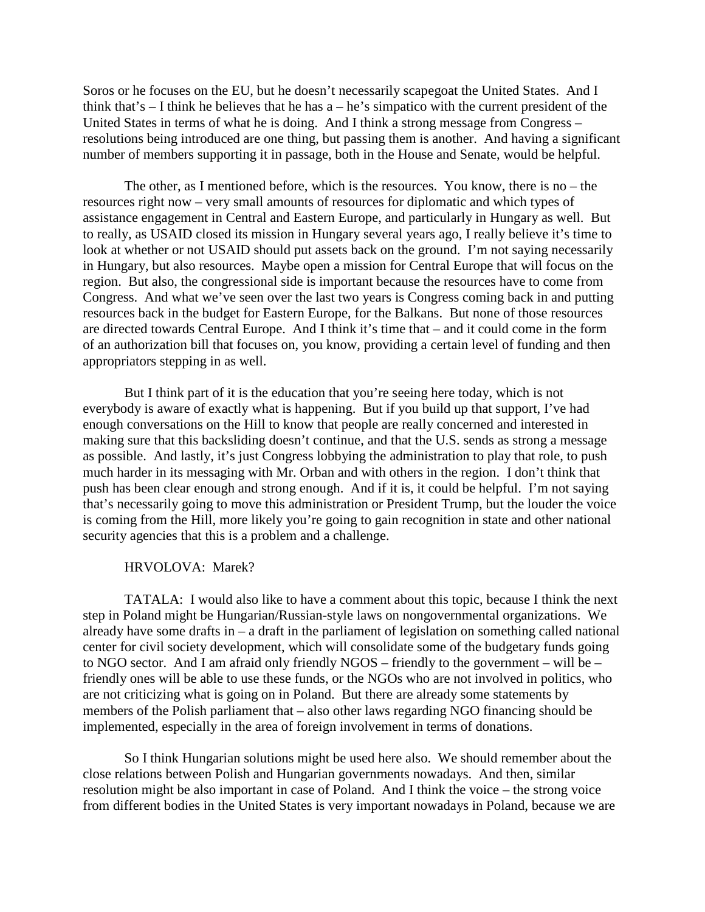Soros or he focuses on the EU, but he doesn't necessarily scapegoat the United States. And I think that's – I think he believes that he has a – he's simpatico with the current president of the United States in terms of what he is doing. And I think a strong message from Congress – resolutions being introduced are one thing, but passing them is another. And having a significant number of members supporting it in passage, both in the House and Senate, would be helpful.

The other, as I mentioned before, which is the resources. You know, there is no – the resources right now – very small amounts of resources for diplomatic and which types of assistance engagement in Central and Eastern Europe, and particularly in Hungary as well. But to really, as USAID closed its mission in Hungary several years ago, I really believe it's time to look at whether or not USAID should put assets back on the ground. I'm not saying necessarily in Hungary, but also resources. Maybe open a mission for Central Europe that will focus on the region. But also, the congressional side is important because the resources have to come from Congress. And what we've seen over the last two years is Congress coming back in and putting resources back in the budget for Eastern Europe, for the Balkans. But none of those resources are directed towards Central Europe. And I think it's time that – and it could come in the form of an authorization bill that focuses on, you know, providing a certain level of funding and then appropriators stepping in as well.

But I think part of it is the education that you're seeing here today, which is not everybody is aware of exactly what is happening. But if you build up that support, I've had enough conversations on the Hill to know that people are really concerned and interested in making sure that this backsliding doesn't continue, and that the U.S. sends as strong a message as possible. And lastly, it's just Congress lobbying the administration to play that role, to push much harder in its messaging with Mr. Orban and with others in the region. I don't think that push has been clear enough and strong enough. And if it is, it could be helpful. I'm not saying that's necessarily going to move this administration or President Trump, but the louder the voice is coming from the Hill, more likely you're going to gain recognition in state and other national security agencies that this is a problem and a challenge.

HRVOLOVA: Marek?

TATALA: I would also like to have a comment about this topic, because I think the next step in Poland might be Hungarian/Russian-style laws on nongovernmental organizations. We already have some drafts in – a draft in the parliament of legislation on something called national center for civil society development, which will consolidate some of the budgetary funds going to NGO sector. And I am afraid only friendly NGOS – friendly to the government – will be – friendly ones will be able to use these funds, or the NGOs who are not involved in politics, who are not criticizing what is going on in Poland. But there are already some statements by members of the Polish parliament that – also other laws regarding NGO financing should be implemented, especially in the area of foreign involvement in terms of donations.

So I think Hungarian solutions might be used here also. We should remember about the close relations between Polish and Hungarian governments nowadays. And then, similar resolution might be also important in case of Poland. And I think the voice – the strong voice from different bodies in the United States is very important nowadays in Poland, because we are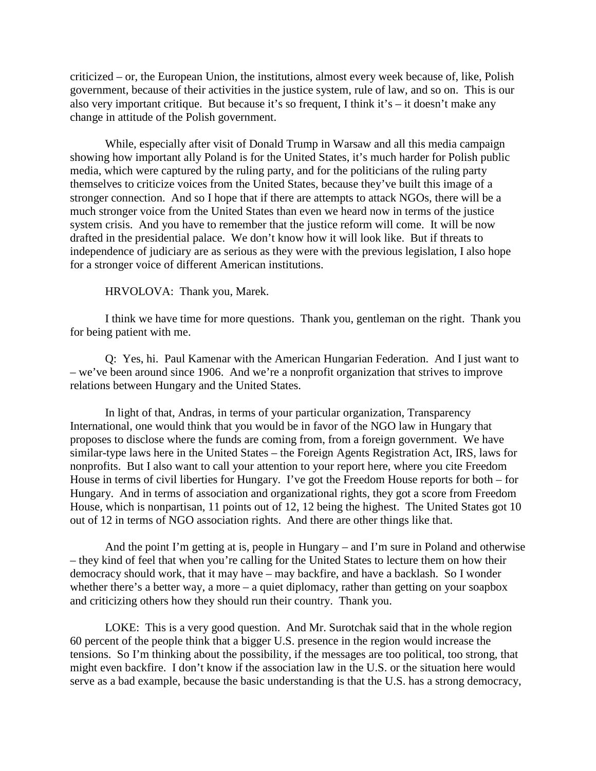criticized – or, the European Union, the institutions, almost every week because of, like, Polish government, because of their activities in the justice system, rule of law, and so on. This is our also very important critique. But because it's so frequent, I think it's – it doesn't make any change in attitude of the Polish government.

While, especially after visit of Donald Trump in Warsaw and all this media campaign showing how important ally Poland is for the United States, it's much harder for Polish public media, which were captured by the ruling party, and for the politicians of the ruling party themselves to criticize voices from the United States, because they've built this image of a stronger connection. And so I hope that if there are attempts to attack NGOs, there will be a much stronger voice from the United States than even we heard now in terms of the justice system crisis. And you have to remember that the justice reform will come. It will be now drafted in the presidential palace. We don't know how it will look like. But if threats to independence of judiciary are as serious as they were with the previous legislation, I also hope for a stronger voice of different American institutions.

HRVOLOVA: Thank you, Marek.

I think we have time for more questions. Thank you, gentleman on the right. Thank you for being patient with me.

Q: Yes, hi. Paul Kamenar with the American Hungarian Federation. And I just want to – we've been around since 1906. And we're a nonprofit organization that strives to improve relations between Hungary and the United States.

In light of that, Andras, in terms of your particular organization, Transparency International, one would think that you would be in favor of the NGO law in Hungary that proposes to disclose where the funds are coming from, from a foreign government. We have similar-type laws here in the United States – the Foreign Agents Registration Act, IRS, laws for nonprofits. But I also want to call your attention to your report here, where you cite Freedom House in terms of civil liberties for Hungary. I've got the Freedom House reports for both – for Hungary. And in terms of association and organizational rights, they got a score from Freedom House, which is nonpartisan, 11 points out of 12, 12 being the highest. The United States got 10 out of 12 in terms of NGO association rights. And there are other things like that.

And the point I'm getting at is, people in Hungary – and I'm sure in Poland and otherwise – they kind of feel that when you're calling for the United States to lecture them on how their democracy should work, that it may have – may backfire, and have a backlash. So I wonder whether there's a better way, a more – a quiet diplomacy, rather than getting on your soapbox and criticizing others how they should run their country. Thank you.

LOKE: This is a very good question. And Mr. Surotchak said that in the whole region 60 percent of the people think that a bigger U.S. presence in the region would increase the tensions. So I'm thinking about the possibility, if the messages are too political, too strong, that might even backfire. I don't know if the association law in the U.S. or the situation here would serve as a bad example, because the basic understanding is that the U.S. has a strong democracy,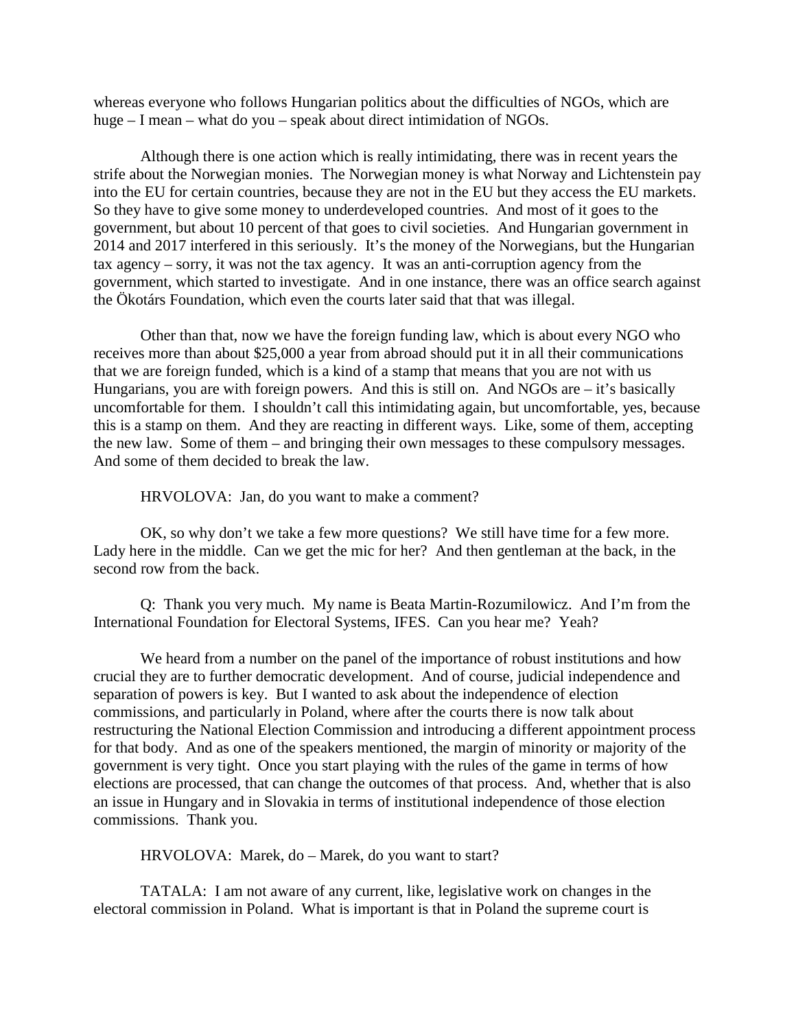whereas everyone who follows Hungarian politics about the difficulties of NGOs, which are huge – I mean – what do you – speak about direct intimidation of NGOs.

Although there is one action which is really intimidating, there was in recent years the strife about the Norwegian monies. The Norwegian money is what Norway and Lichtenstein pay into the EU for certain countries, because they are not in the EU but they access the EU markets. So they have to give some money to underdeveloped countries. And most of it goes to the government, but about 10 percent of that goes to civil societies. And Hungarian government in 2014 and 2017 interfered in this seriously. It's the money of the Norwegians, but the Hungarian tax agency – sorry, it was not the tax agency. It was an anti-corruption agency from the government, which started to investigate. And in one instance, there was an office search against the Ökotárs Foundation, which even the courts later said that that was illegal.

Other than that, now we have the foreign funding law, which is about every NGO who receives more than about $25,000 a year from abroad should put it in all their communications that we are foreign funded, which is a kind of a stamp that means that you are not with us Hungarians, you are with foreign powers. And this is still on. And NGOs are – it's basically uncomfortable for them. I shouldn't call this intimidating again, but uncomfortable, yes, because this is a stamp on them. And they are reacting in different ways. Like, some of them, accepting the new law. Some of them – and bringing their own messages to these compulsory messages. And some of them decided to break the law.

HRVOLOVA: Jan, do you want to make a comment?

OK, so why don't we take a few more questions? We still have time for a few more. Lady here in the middle. Can we get the mic for her? And then gentleman at the back, in the second row from the back.

Q: Thank you very much. My name is Beata Martin-Rozumilowicz. And I'm from the International Foundation for Electoral Systems, IFES. Can you hear me? Yeah?

We heard from a number on the panel of the importance of robust institutions and how crucial they are to further democratic development. And of course, judicial independence and separation of powers is key. But I wanted to ask about the independence of election commissions, and particularly in Poland, where after the courts there is now talk about restructuring the National Election Commission and introducing a different appointment process for that body. And as one of the speakers mentioned, the margin of minority or majority of the government is very tight. Once you start playing with the rules of the game in terms of how elections are processed, that can change the outcomes of that process. And, whether that is also an issue in Hungary and in Slovakia in terms of institutional independence of those election commissions. Thank you.

HRVOLOVA: Marek, do – Marek, do you want to start?

TATALA: I am not aware of any current, like, legislative work on changes in the electoral commission in Poland. What is important is that in Poland the supreme court is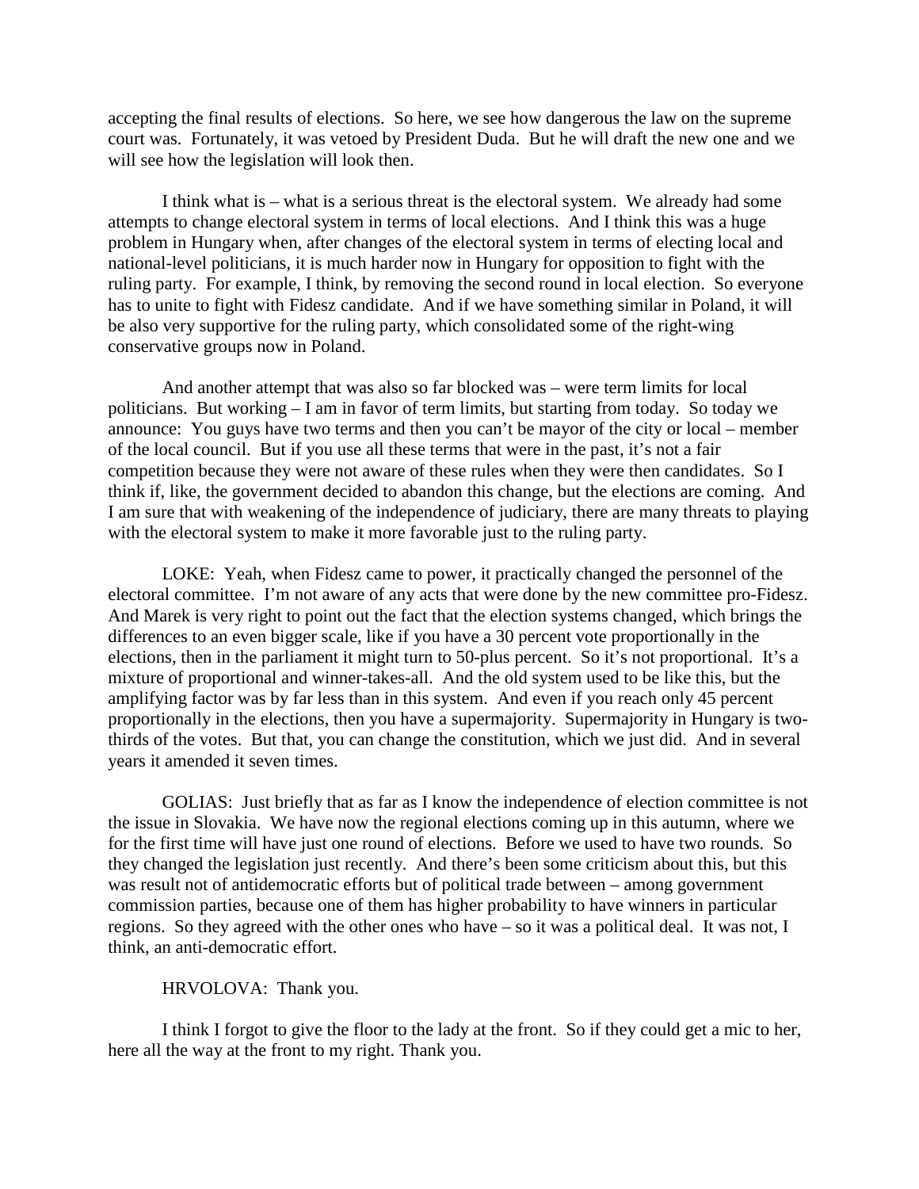accepting the final results of elections. So here, we see how dangerous the law on the supreme court was. Fortunately, it was vetoed by President Duda. But he will draft the new one and we will see how the legislation will look then.

I think what is – what is a serious threat is the electoral system. We already had some attempts to change electoral system in terms of local elections. And I think this was a huge problem in Hungary when, after changes of the electoral system in terms of electing local and national-level politicians, it is much harder now in Hungary for opposition to fight with the ruling party. For example, I think, by removing the second round in local election. So everyone has to unite to fight with Fidesz candidate. And if we have something similar in Poland, it will be also very supportive for the ruling party, which consolidated some of the right-wing conservative groups now in Poland.

And another attempt that was also so far blocked was – were term limits for local politicians. But working – I am in favor of term limits, but starting from today. So today we announce: You guys have two terms and then you can't be mayor of the city or local – member of the local council. But if you use all these terms that were in the past, it's not a fair competition because they were not aware of these rules when they were then candidates. So I think if, like, the government decided to abandon this change, but the elections are coming. And I am sure that with weakening of the independence of judiciary, there are many threats to playing with the electoral system to make it more favorable just to the ruling party.

LOKE: Yeah, when Fidesz came to power, it practically changed the personnel of the electoral committee. I'm not aware of any acts that were done by the new committee pro-Fidesz. And Marek is very right to point out the fact that the election systems changed, which brings the differences to an even bigger scale, like if you have a 30 percent vote proportionally in the elections, then in the parliament it might turn to 50-plus percent. So it's not proportional. It's a mixture of proportional and winner-takes-all. And the old system used to be like this, but the amplifying factor was by far less than in this system. And even if you reach only 45 percent proportionally in the elections, then you have a supermajority. Supermajority in Hungary is two-thirds of the votes. But that, you can change the constitution, which we just did. And in several years it amended it seven times.

GOLIAS: Just briefly that as far as I know the independence of election committee is not the issue in Slovakia. We have now the regional elections coming up in this autumn, where we for the first time will have just one round of elections. Before we used to have two rounds. So they changed the legislation just recently. And there's been some criticism about this, but this was result not of antidemocratic efforts but of political trade between – among government commission parties, because one of them has higher probability to have winners in particular regions. So they agreed with the other ones who have – so it was a political deal. It was not, I think, an anti-democratic effort.

HRVOLOVA: Thank you.

I think I forgot to give the floor to the lady at the front. So if they could get a mic to her, here all the way at the front to my right. Thank you.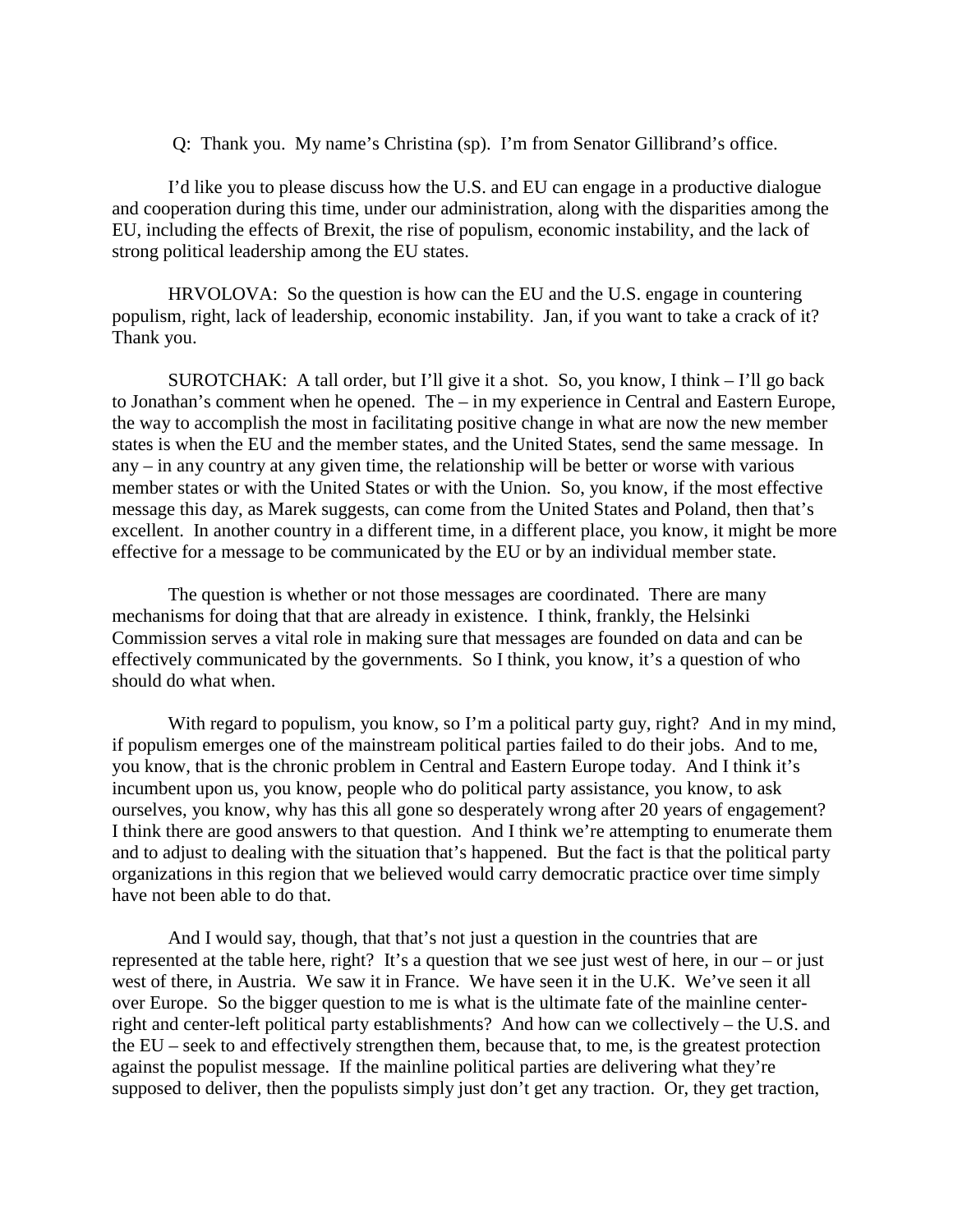Q: Thank you. My name's Christina (sp). I'm from Senator Gillibrand's office.

I'd like you to please discuss how the U.S. and EU can engage in a productive dialogue and cooperation during this time, under our administration, along with the disparities among the EU, including the effects of Brexit, the rise of populism, economic instability, and the lack of strong political leadership among the EU states.

HRVOLOVA: So the question is how can the EU and the U.S. engage in countering populism, right, lack of leadership, economic instability. Jan, if you want to take a crack of it? Thank you.

SUROTCHAK: A tall order, but I'll give it a shot. So, you know, I think – I'll go back to Jonathan's comment when he opened. The – in my experience in Central and Eastern Europe, the way to accomplish the most in facilitating positive change in what are now the new member states is when the EU and the member states, and the United States, send the same message. In any – in any country at any given time, the relationship will be better or worse with various member states or with the United States or with the Union. So, you know, if the most effective message this day, as Marek suggests, can come from the United States and Poland, then that's excellent. In another country in a different time, in a different place, you know, it might be more effective for a message to be communicated by the EU or by an individual member state.

The question is whether or not those messages are coordinated. There are many mechanisms for doing that that are already in existence. I think, frankly, the Helsinki Commission serves a vital role in making sure that messages are founded on data and can be effectively communicated by the governments. So I think, you know, it's a question of who should do what when.

With regard to populism, you know, so I'm a political party guy, right? And in my mind, if populism emerges one of the mainstream political parties failed to do their jobs. And to me, you know, that is the chronic problem in Central and Eastern Europe today. And I think it's incumbent upon us, you know, people who do political party assistance, you know, to ask ourselves, you know, why has this all gone so desperately wrong after 20 years of engagement? I think there are good answers to that question. And I think we're attempting to enumerate them and to adjust to dealing with the situation that's happened. But the fact is that the political party organizations in this region that we believed would carry democratic practice over time simply have not been able to do that.

And I would say, though, that that's not just a question in the countries that are represented at the table here, right? It's a question that we see just west of here, in our – or just west of there, in Austria. We saw it in France. We have seen it in the U.K. We've seen it all over Europe. So the bigger question to me is what is the ultimate fate of the mainline center-right and center-left political party establishments? And how can we collectively – the U.S. and the EU – seek to and effectively strengthen them, because that, to me, is the greatest protection against the populist message. If the mainline political parties are delivering what they're supposed to deliver, then the populists simply just don't get any traction. Or, they get traction,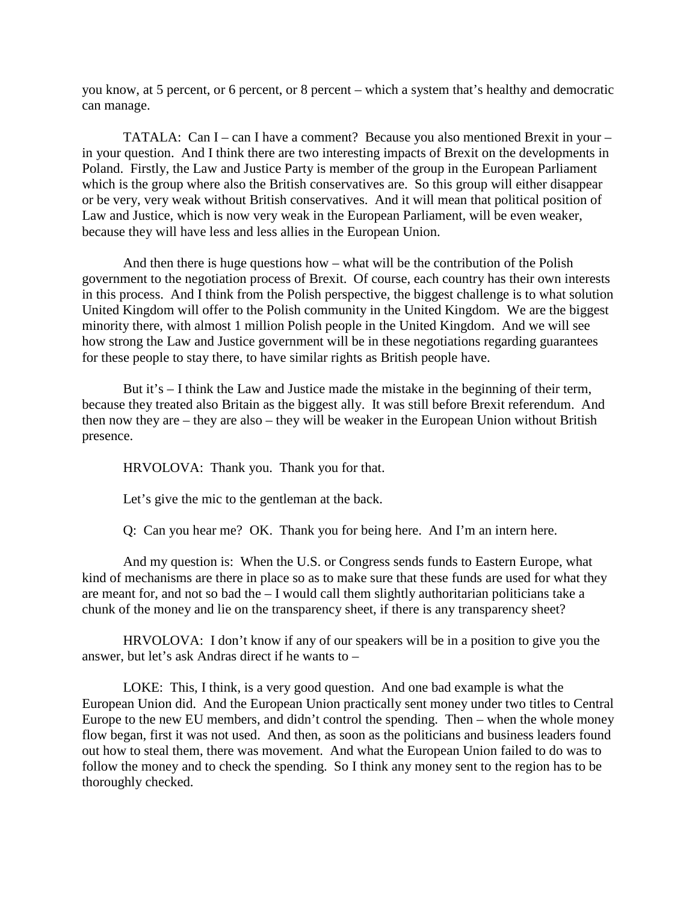you know, at 5 percent, or 6 percent, or 8 percent – which a system that's healthy and democratic can manage.

TATALA: Can I – can I have a comment? Because you also mentioned Brexit in your – in your question. And I think there are two interesting impacts of Brexit on the developments in Poland. Firstly, the Law and Justice Party is member of the group in the European Parliament which is the group where also the British conservatives are. So this group will either disappear or be very, very weak without British conservatives. And it will mean that political position of Law and Justice, which is now very weak in the European Parliament, will be even weaker, because they will have less and less allies in the European Union.

And then there is huge questions how – what will be the contribution of the Polish government to the negotiation process of Brexit. Of course, each country has their own interests in this process. And I think from the Polish perspective, the biggest challenge is to what solution United Kingdom will offer to the Polish community in the United Kingdom. We are the biggest minority there, with almost 1 million Polish people in the United Kingdom. And we will see how strong the Law and Justice government will be in these negotiations regarding guarantees for these people to stay there, to have similar rights as British people have.

But it's – I think the Law and Justice made the mistake in the beginning of their term, because they treated also Britain as the biggest ally. It was still before Brexit referendum. And then now they are – they are also – they will be weaker in the European Union without British presence.

HRVOLOVA: Thank you. Thank you for that.

Let's give the mic to the gentleman at the back.

Q: Can you hear me? OK. Thank you for being here. And I'm an intern here.

And my question is: When the U.S. or Congress sends funds to Eastern Europe, what kind of mechanisms are there in place so as to make sure that these funds are used for what they are meant for, and not so bad the – I would call them slightly authoritarian politicians take a chunk of the money and lie on the transparency sheet, if there is any transparency sheet?

HRVOLOVA: I don't know if any of our speakers will be in a position to give you the answer, but let's ask Andras direct if he wants to –

LOKE: This, I think, is a very good question. And one bad example is what the European Union did. And the European Union practically sent money under two titles to Central Europe to the new EU members, and didn't control the spending. Then – when the whole money flow began, first it was not used. And then, as soon as the politicians and business leaders found out how to steal them, there was movement. And what the European Union failed to do was to follow the money and to check the spending. So I think any money sent to the region has to be thoroughly checked.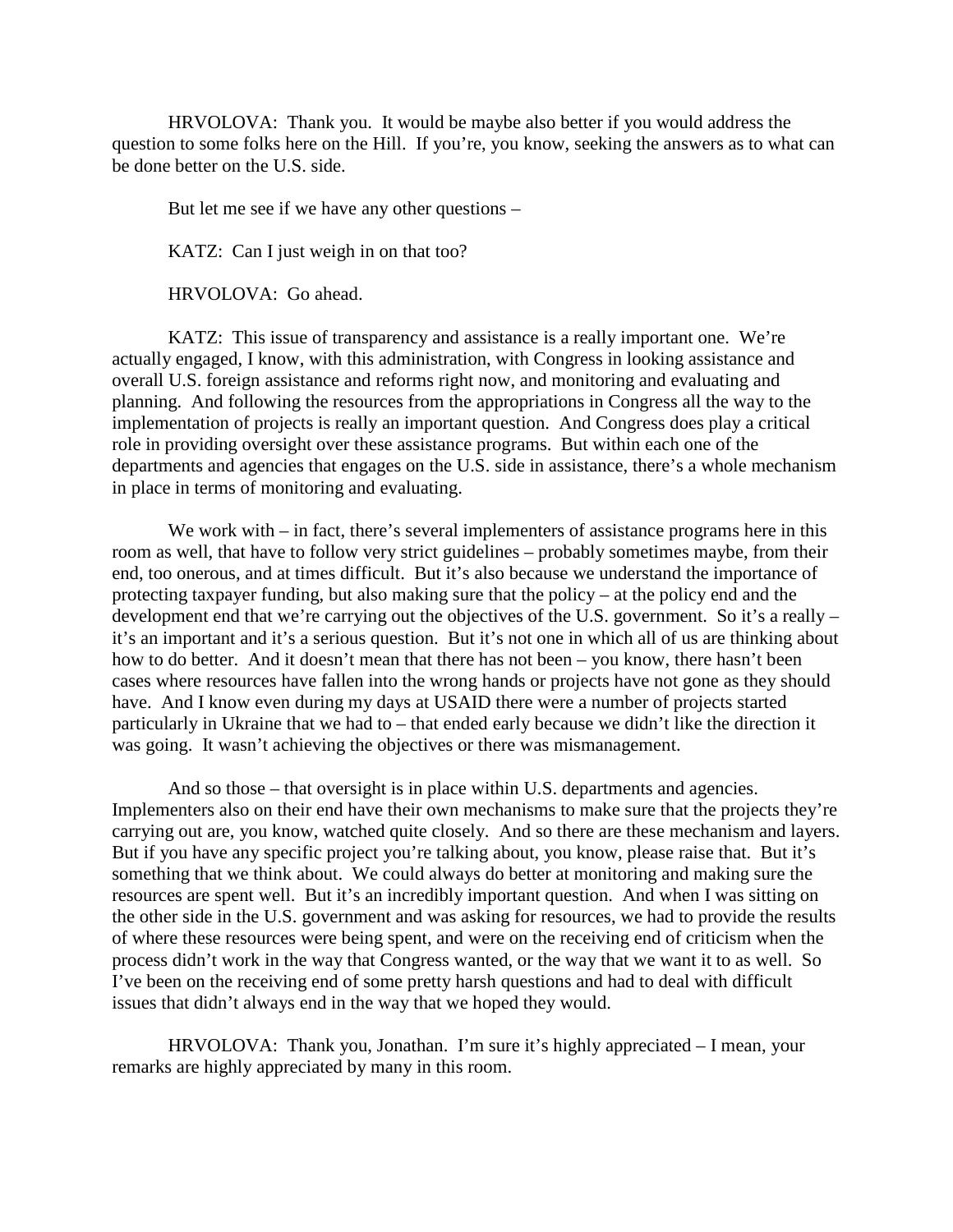HRVOLOVA: Thank you. It would be maybe also better if you would address the question to some folks here on the Hill. If you're, you know, seeking the answers as to what can be done better on the U.S. side.

But let me see if we have any other questions –

KATZ: Can I just weigh in on that too?

HRVOLOVA: Go ahead.

KATZ: This issue of transparency and assistance is a really important one. We're actually engaged, I know, with this administration, with Congress in looking assistance and overall U.S. foreign assistance and reforms right now, and monitoring and evaluating and planning. And following the resources from the appropriations in Congress all the way to the implementation of projects is really an important question. And Congress does play a critical role in providing oversight over these assistance programs. But within each one of the departments and agencies that engages on the U.S. side in assistance, there's a whole mechanism in place in terms of monitoring and evaluating.

We work with – in fact, there's several implementers of assistance programs here in this room as well, that have to follow very strict guidelines – probably sometimes maybe, from their end, too onerous, and at times difficult. But it's also because we understand the importance of protecting taxpayer funding, but also making sure that the policy – at the policy end and the development end that we're carrying out the objectives of the U.S. government. So it's a really – it's an important and it's a serious question. But it's not one in which all of us are thinking about how to do better. And it doesn't mean that there has not been – you know, there hasn't been cases where resources have fallen into the wrong hands or projects have not gone as they should have. And I know even during my days at USAID there were a number of projects started particularly in Ukraine that we had to – that ended early because we didn't like the direction it was going. It wasn't achieving the objectives or there was mismanagement.

And so those – that oversight is in place within U.S. departments and agencies. Implementers also on their end have their own mechanisms to make sure that the projects they're carrying out are, you know, watched quite closely. And so there are these mechanism and layers. But if you have any specific project you're talking about, you know, please raise that. But it's something that we think about. We could always do better at monitoring and making sure the resources are spent well. But it's an incredibly important question. And when I was sitting on the other side in the U.S. government and was asking for resources, we had to provide the results of where these resources were being spent, and were on the receiving end of criticism when the process didn't work in the way that Congress wanted, or the way that we want it to as well. So I've been on the receiving end of some pretty harsh questions and had to deal with difficult issues that didn't always end in the way that we hoped they would.

HRVOLOVA: Thank you, Jonathan. I'm sure it's highly appreciated – I mean, your remarks are highly appreciated by many in this room.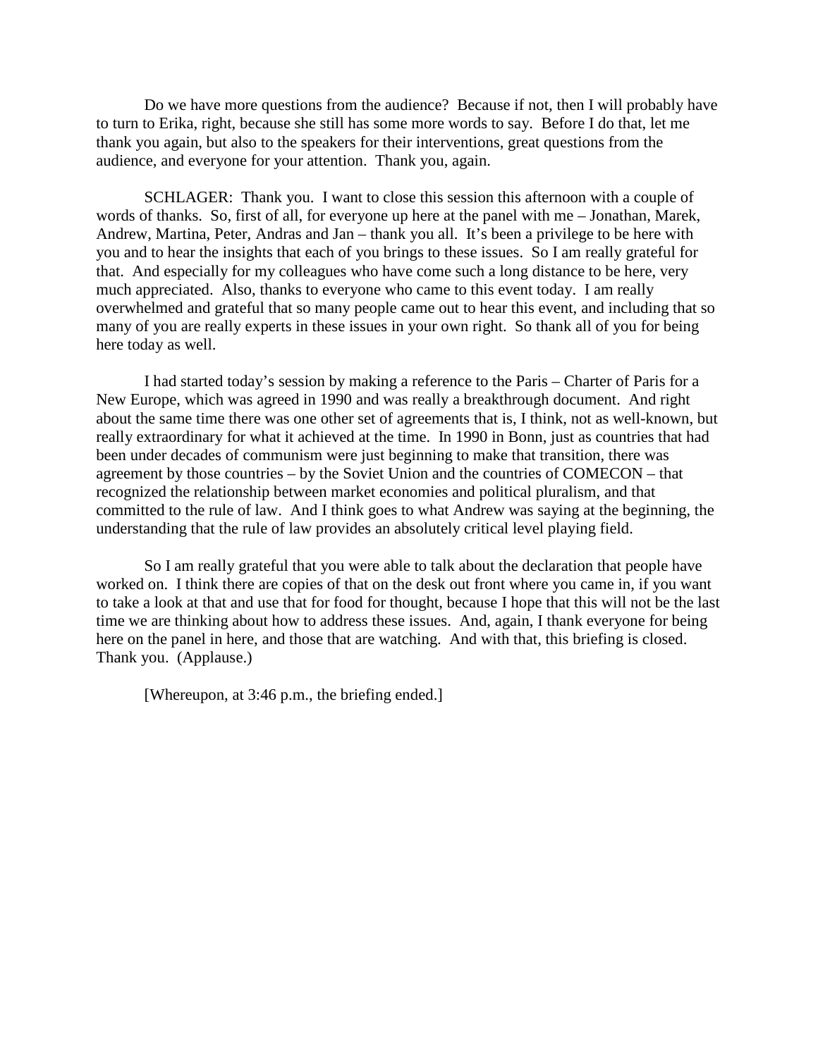Do we have more questions from the audience? Because if not, then I will probably have to turn to Erika, right, because she still has some more words to say. Before I do that, let me thank you again, but also to the speakers for their interventions, great questions from the audience, and everyone for your attention. Thank you, again.

SCHLAGER: Thank you. I want to close this session this afternoon with a couple of words of thanks. So, first of all, for everyone up here at the panel with me – Jonathan, Marek, Andrew, Martina, Peter, Andras and Jan – thank you all. It's been a privilege to be here with you and to hear the insights that each of you brings to these issues. So I am really grateful for that. And especially for my colleagues who have come such a long distance to be here, very much appreciated. Also, thanks to everyone who came to this event today. I am really overwhelmed and grateful that so many people came out to hear this event, and including that so many of you are really experts in these issues in your own right. So thank all of you for being here today as well.

I had started today's session by making a reference to the Paris – Charter of Paris for a New Europe, which was agreed in 1990 and was really a breakthrough document. And right about the same time there was one other set of agreements that is, I think, not as well-known, but really extraordinary for what it achieved at the time. In 1990 in Bonn, just as countries that had been under decades of communism were just beginning to make that transition, there was agreement by those countries – by the Soviet Union and the countries of COMECON – that recognized the relationship between market economies and political pluralism, and that committed to the rule of law. And I think goes to what Andrew was saying at the beginning, the understanding that the rule of law provides an absolutely critical level playing field.

So I am really grateful that you were able to talk about the declaration that people have worked on. I think there are copies of that on the desk out front where you came in, if you want to take a look at that and use that for food for thought, because I hope that this will not be the last time we are thinking about how to address these issues. And, again, I thank everyone for being here on the panel in here, and those that are watching. And with that, this briefing is closed. Thank you. (Applause.)

[Whereupon, at 3:46 p.m., the briefing ended.]